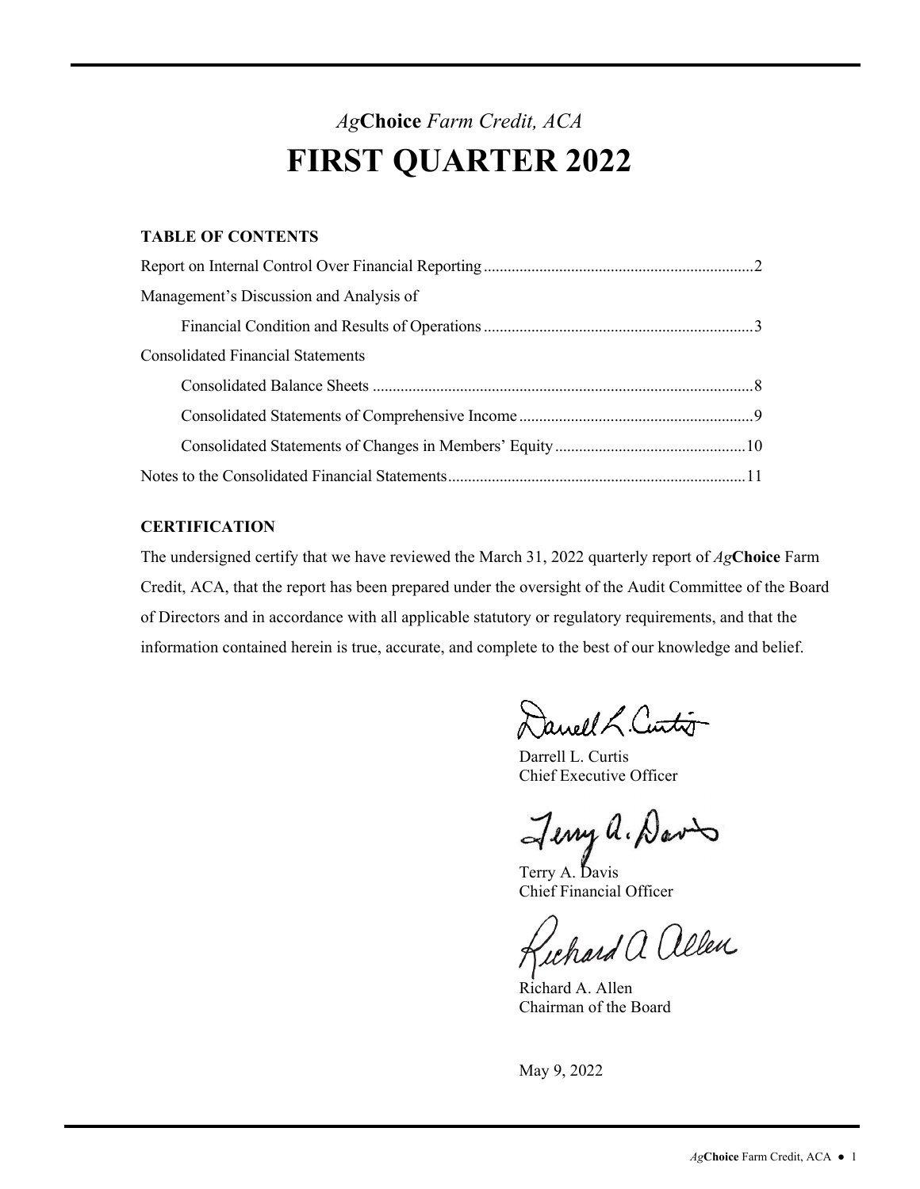# *Ag*Choice *Farm Credit, ACA*

# FIRST QUARTER 2022

**TABLE OF CONTENTS**

Report on Internal Control Over Financial Reporting ....................................................................2

Management's Discussion and Analysis of

Financial Condition and Results of Operations ....................................................................3

Consolidated Financial Statements

Consolidated Balance Sheets ...............................................................................................8

Consolidated Statements of Comprehensive Income ...........................................................9

Consolidated Statements of Changes in Members' Equity ................................................10

Notes to the Consolidated Financial Statements..........................................................................11

**CERTIFICATION**

The undersigned certify that we have reviewed the March 31, 2022 quarterly report of *Ag***Choice** Farm Credit, ACA, that the report has been prepared under the oversight of the Audit Committee of the Board of Directors and in accordance with all applicable statutory or regulatory requirements, and that the information contained herein is true, accurate, and complete to the best of our knowledge and belief.

Darrell L. Curtis
Chief Executive Officer

Terry A. Davis
Chief Financial Officer

Richard A. Allen
Chairman of the Board

May 9, 2022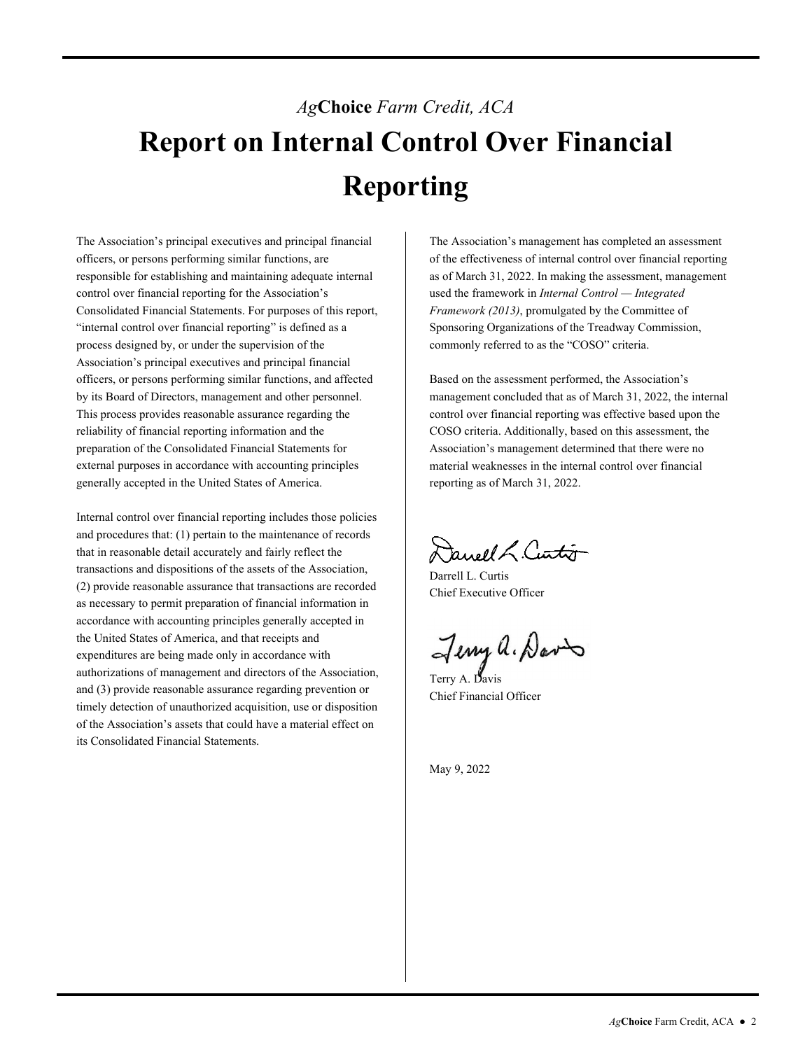*Ag***Choice** *Farm Credit, ACA*

# Report on Internal Control Over Financial Reporting

The Association's principal executives and principal financial officers, or persons performing similar functions, are responsible for establishing and maintaining adequate internal control over financial reporting for the Association's Consolidated Financial Statements. For purposes of this report, "internal control over financial reporting" is defined as a process designed by, or under the supervision of the Association's principal executives and principal financial officers, or persons performing similar functions, and affected by its Board of Directors, management and other personnel. This process provides reasonable assurance regarding the reliability of financial reporting information and the preparation of the Consolidated Financial Statements for external purposes in accordance with accounting principles generally accepted in the United States of America.

Internal control over financial reporting includes those policies and procedures that: (1) pertain to the maintenance of records that in reasonable detail accurately and fairly reflect the transactions and dispositions of the assets of the Association, (2) provide reasonable assurance that transactions are recorded as necessary to permit preparation of financial information in accordance with accounting principles generally accepted in the United States of America, and that receipts and expenditures are being made only in accordance with authorizations of management and directors of the Association, and (3) provide reasonable assurance regarding prevention or timely detection of unauthorized acquisition, use or disposition of the Association's assets that could have a material effect on its Consolidated Financial Statements.

The Association's management has completed an assessment of the effectiveness of internal control over financial reporting as of March 31, 2022. In making the assessment, management used the framework in *Internal Control — Integrated Framework (2013)*, promulgated by the Committee of Sponsoring Organizations of the Treadway Commission, commonly referred to as the "COSO" criteria.

Based on the assessment performed, the Association's management concluded that as of March 31, 2022, the internal control over financial reporting was effective based upon the COSO criteria. Additionally, based on this assessment, the Association's management determined that there were no material weaknesses in the internal control over financial reporting as of March 31, 2022.

Darrell L. Curtis
Chief Executive Officer

Terry A. Davis
Chief Financial Officer

May 9, 2022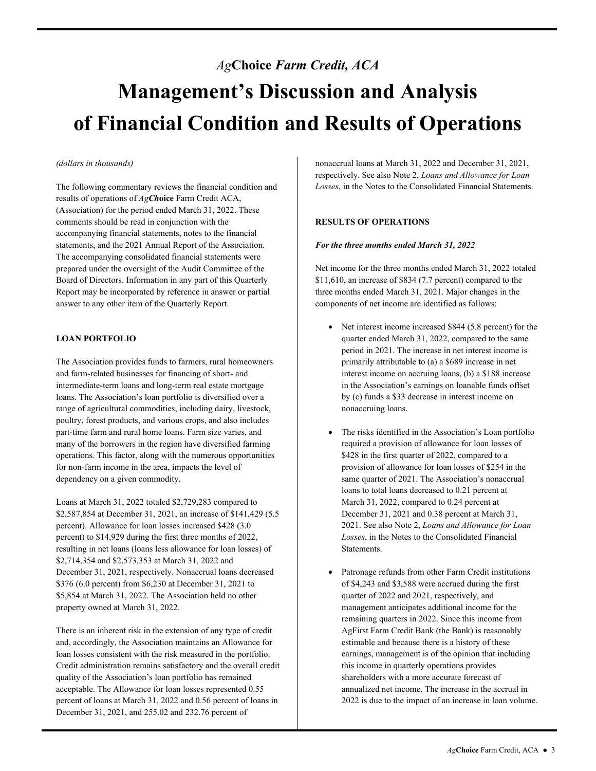# *Ag***Choice** *Farm Credit, ACA*

# Management's Discussion and Analysis of Financial Condition and Results of Operations

*(dollars in thousands)*

The following commentary reviews the financial condition and results of operations of *Ag****Ch*****oice** Farm Credit ACA, (Association) for the period ended March 31, 2022. These comments should be read in conjunction with the accompanying financial statements, notes to the financial statements, and the 2021 Annual Report of the Association. The accompanying consolidated financial statements were prepared under the oversight of the Audit Committee of the Board of Directors. Information in any part of this Quarterly Report may be incorporated by reference in answer or partial answer to any other item of the Quarterly Report.

## LOAN PORTFOLIO

The Association provides funds to farmers, rural homeowners and farm-related businesses for financing of short- and intermediate-term loans and long-term real estate mortgage loans. The Association's loan portfolio is diversified over a range of agricultural commodities, including dairy, livestock, poultry, forest products, and various crops, and also includes part-time farm and rural home loans. Farm size varies, and many of the borrowers in the region have diversified farming operations. This factor, along with the numerous opportunities for non-farm income in the area, impacts the level of dependency on a given commodity.

Loans at March 31, 2022 totaled $2,729,283 compared to $2,587,854 at December 31, 2021, an increase of $141,429 (5.5 percent). Allowance for loan losses increased $428 (3.0 percent) to $14,929 during the first three months of 2022, resulting in net loans (loans less allowance for loan losses) of $2,714,354 and $2,573,353 at March 31, 2022 and December 31, 2021, respectively. Nonaccrual loans decreased $376 (6.0 percent) from $6,230 at December 31, 2021 to $5,854 at March 31, 2022. The Association held no other property owned at March 31, 2022.

There is an inherent risk in the extension of any type of credit and, accordingly, the Association maintains an Allowance for loan losses consistent with the risk measured in the portfolio. Credit administration remains satisfactory and the overall credit quality of the Association's loan portfolio has remained acceptable. The Allowance for loan losses represented 0.55 percent of loans at March 31, 2022 and 0.56 percent of loans in December 31, 2021, and 255.02 and 232.76 percent of nonaccrual loans at March 31, 2022 and December 31, 2021, respectively. See also Note 2, *Loans and Allowance for Loan Losses*, in the Notes to the Consolidated Financial Statements.

## RESULTS OF OPERATIONS

***For the three months ended March 31, 2022***

Net income for the three months ended March 31, 2022 totaled $11,610, an increase of $834 (7.7 percent) compared to the three months ended March 31, 2021. Major changes in the components of net income are identified as follows:

- Net interest income increased $844 (5.8 percent) for the quarter ended March 31, 2022, compared to the same period in 2021. The increase in net interest income is primarily attributable to (a) a $689 increase in net interest income on accruing loans, (b) a $188 increase in the Association's earnings on loanable funds offset by (c) funds a $33 decrease in interest income on nonaccruing loans.

- The risks identified in the Association's Loan portfolio required a provision of allowance for loan losses of $428 in the first quarter of 2022, compared to a provision of allowance for loan losses of $254 in the same quarter of 2021. The Association's nonaccrual loans to total loans decreased to 0.21 percent at March 31, 2022, compared to 0.24 percent at December 31, 2021 and 0.38 percent at March 31, 2021. See also Note 2, *Loans and Allowance for Loan Losses*, in the Notes to the Consolidated Financial Statements.

- Patronage refunds from other Farm Credit institutions of $4,243 and $3,588 were accrued during the first quarter of 2022 and 2021, respectively, and management anticipates additional income for the remaining quarters in 2022. Since this income from AgFirst Farm Credit Bank (the Bank) is reasonably estimable and because there is a history of these earnings, management is of the opinion that including this income in quarterly operations provides shareholders with a more accurate forecast of annualized net income. The increase in the accrual in 2022 is due to the impact of an increase in loan volume.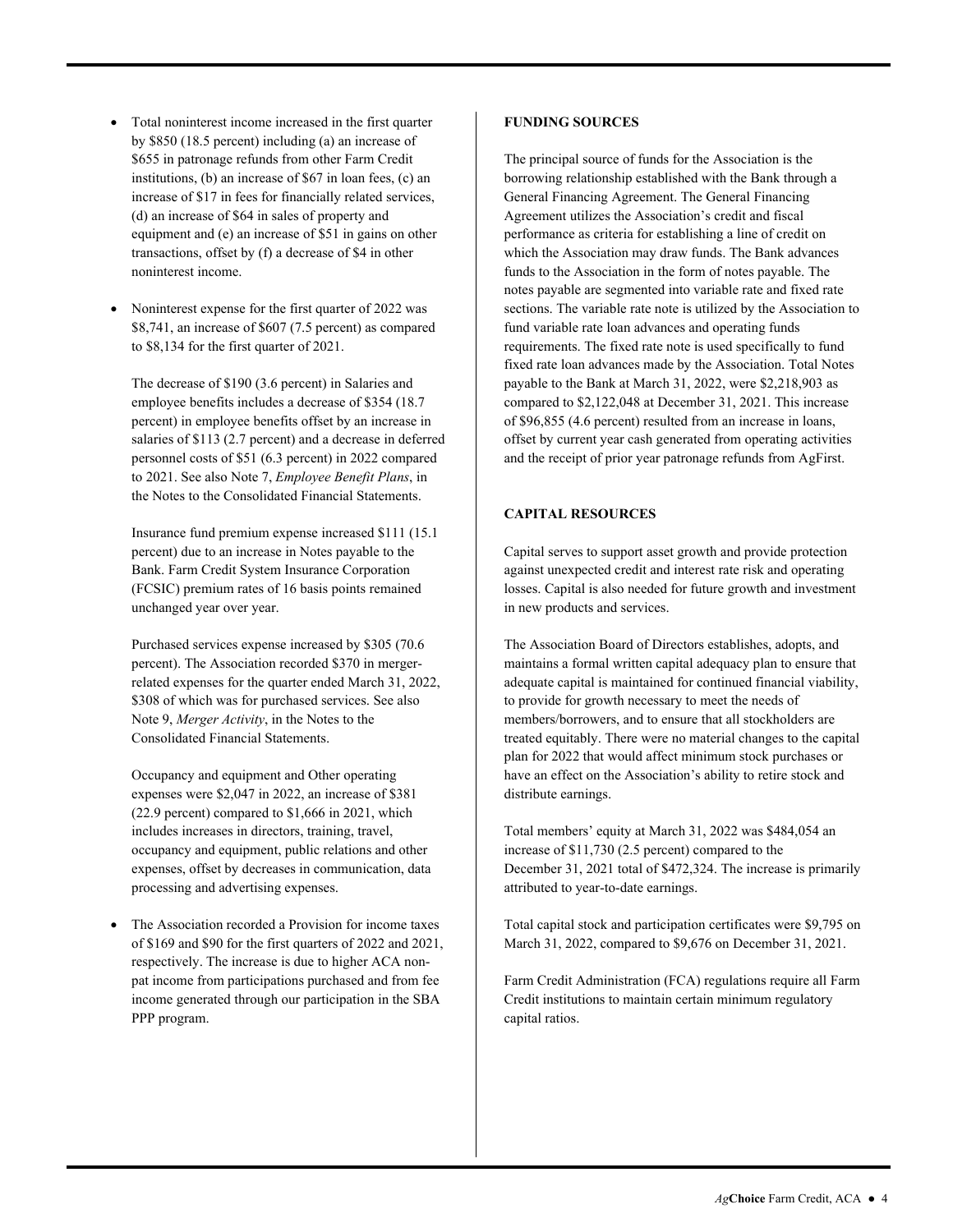- Total noninterest income increased in the first quarter by $850 (18.5 percent) including (a) an increase of $655 in patronage refunds from other Farm Credit institutions, (b) an increase of $67 in loan fees, (c) an increase of $17 in fees for financially related services, (d) an increase of $64 in sales of property and equipment and (e) an increase of $51 in gains on other transactions, offset by (f) a decrease of $4 in other noninterest income.

- Noninterest expense for the first quarter of 2022 was $8,741, an increase of $607 (7.5 percent) as compared to $8,134 for the first quarter of 2021.

  The decrease of $190 (3.6 percent) in Salaries and employee benefits includes a decrease of $354 (18.7 percent) in employee benefits offset by an increase in salaries of $113 (2.7 percent) and a decrease in deferred personnel costs of $51 (6.3 percent) in 2022 compared to 2021. See also Note 7, *Employee Benefit Plans*, in the Notes to the Consolidated Financial Statements.

  Insurance fund premium expense increased $111 (15.1 percent) due to an increase in Notes payable to the Bank. Farm Credit System Insurance Corporation (FCSIC) premium rates of 16 basis points remained unchanged year over year.

  Purchased services expense increased by $305 (70.6 percent). The Association recorded $370 in merger-related expenses for the quarter ended March 31, 2022, $308 of which was for purchased services. See also Note 9, *Merger Activity*, in the Notes to the Consolidated Financial Statements.

  Occupancy and equipment and Other operating expenses were $2,047 in 2022, an increase of $381 (22.9 percent) compared to $1,666 in 2021, which includes increases in directors, training, travel, occupancy and equipment, public relations and other expenses, offset by decreases in communication, data processing and advertising expenses.

- The Association recorded a Provision for income taxes of $169 and $90 for the first quarters of 2022 and 2021, respectively. The increase is due to higher ACA non-pat income from participations purchased and from fee income generated through our participation in the SBA PPP program.

**FUNDING SOURCES**

The principal source of funds for the Association is the borrowing relationship established with the Bank through a General Financing Agreement. The General Financing Agreement utilizes the Association's credit and fiscal performance as criteria for establishing a line of credit on which the Association may draw funds. The Bank advances funds to the Association in the form of notes payable. The notes payable are segmented into variable rate and fixed rate sections. The variable rate note is utilized by the Association to fund variable rate loan advances and operating funds requirements. The fixed rate note is used specifically to fund fixed rate loan advances made by the Association. Total Notes payable to the Bank at March 31, 2022, were $2,218,903 as compared to $2,122,048 at December 31, 2021. This increase of $96,855 (4.6 percent) resulted from an increase in loans, offset by current year cash generated from operating activities and the receipt of prior year patronage refunds from AgFirst.

**CAPITAL RESOURCES**

Capital serves to support asset growth and provide protection against unexpected credit and interest rate risk and operating losses. Capital is also needed for future growth and investment in new products and services.

The Association Board of Directors establishes, adopts, and maintains a formal written capital adequacy plan to ensure that adequate capital is maintained for continued financial viability, to provide for growth necessary to meet the needs of members/borrowers, and to ensure that all stockholders are treated equitably. There were no material changes to the capital plan for 2022 that would affect minimum stock purchases or have an effect on the Association's ability to retire stock and distribute earnings.

Total members' equity at March 31, 2022 was $484,054 an increase of $11,730 (2.5 percent) compared to the December 31, 2021 total of $472,324. The increase is primarily attributed to year-to-date earnings.

Total capital stock and participation certificates were $9,795 on March 31, 2022, compared to $9,676 on December 31, 2021.

Farm Credit Administration (FCA) regulations require all Farm Credit institutions to maintain certain minimum regulatory capital ratios.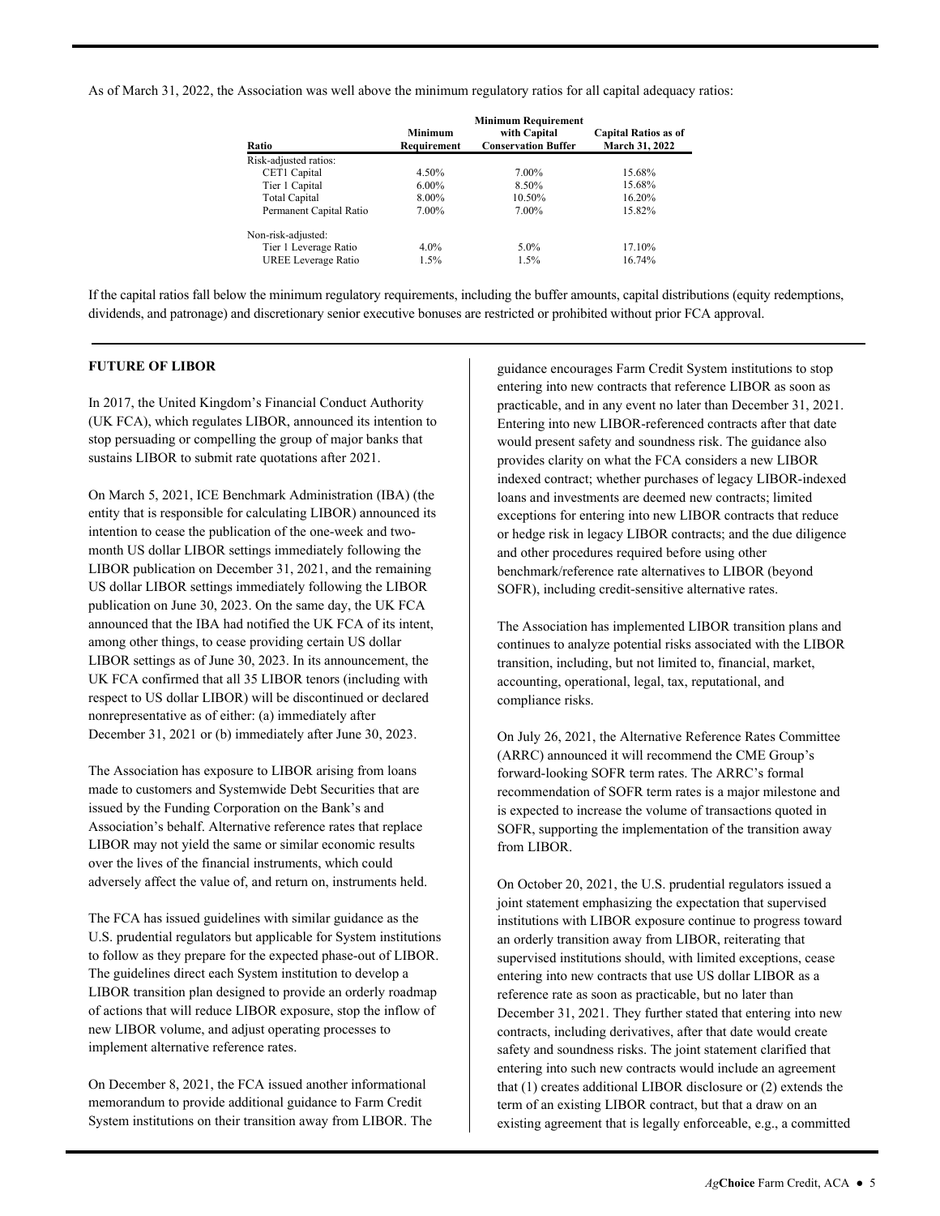As of March 31, 2022, the Association was well above the minimum regulatory ratios for all capital adequacy ratios:

| Ratio | Minimum Requirement | Minimum Requirement with Capital Conservation Buffer | Capital Ratios as of March 31, 2022 |
|---|---|---|---|
| Risk-adjusted ratios: | | | |
| CET1 Capital | 4.50% | 7.00% | 15.68% |
| Tier 1 Capital | 6.00% | 8.50% | 15.68% |
| Total Capital | 8.00% | 10.50% | 16.20% |
| Permanent Capital Ratio | 7.00% | 7.00% | 15.82% |
| Non-risk-adjusted: | | | |
| Tier 1 Leverage Ratio | 4.0% | 5.0% | 17.10% |
| UREE Leverage Ratio | 1.5% | 1.5% | 16.74% |

If the capital ratios fall below the minimum regulatory requirements, including the buffer amounts, capital distributions (equity redemptions, dividends, and patronage) and discretionary senior executive bonuses are restricted or prohibited without prior FCA approval.

## FUTURE OF LIBOR

In 2017, the United Kingdom's Financial Conduct Authority (UK FCA), which regulates LIBOR, announced its intention to stop persuading or compelling the group of major banks that sustains LIBOR to submit rate quotations after 2021.

On March 5, 2021, ICE Benchmark Administration (IBA) (the entity that is responsible for calculating LIBOR) announced its intention to cease the publication of the one-week and two-month US dollar LIBOR settings immediately following the LIBOR publication on December 31, 2021, and the remaining US dollar LIBOR settings immediately following the LIBOR publication on June 30, 2023. On the same day, the UK FCA announced that the IBA had notified the UK FCA of its intent, among other things, to cease providing certain US dollar LIBOR settings as of June 30, 2023. In its announcement, the UK FCA confirmed that all 35 LIBOR tenors (including with respect to US dollar LIBOR) will be discontinued or declared nonrepresentative as of either: (a) immediately after December 31, 2021 or (b) immediately after June 30, 2023.

The Association has exposure to LIBOR arising from loans made to customers and Systemwide Debt Securities that are issued by the Funding Corporation on the Bank's and Association's behalf. Alternative reference rates that replace LIBOR may not yield the same or similar economic results over the lives of the financial instruments, which could adversely affect the value of, and return on, instruments held.

The FCA has issued guidelines with similar guidance as the U.S. prudential regulators but applicable for System institutions to follow as they prepare for the expected phase-out of LIBOR. The guidelines direct each System institution to develop a LIBOR transition plan designed to provide an orderly roadmap of actions that will reduce LIBOR exposure, stop the inflow of new LIBOR volume, and adjust operating processes to implement alternative reference rates.

On December 8, 2021, the FCA issued another informational memorandum to provide additional guidance to Farm Credit System institutions on their transition away from LIBOR. The guidance encourages Farm Credit System institutions to stop entering into new contracts that reference LIBOR as soon as practicable, and in any event no later than December 31, 2021. Entering into new LIBOR-referenced contracts after that date would present safety and soundness risk. The guidance also provides clarity on what the FCA considers a new LIBOR indexed contract; whether purchases of legacy LIBOR-indexed loans and investments are deemed new contracts; limited exceptions for entering into new LIBOR contracts that reduce or hedge risk in legacy LIBOR contracts; and the due diligence and other procedures required before using other benchmark/reference rate alternatives to LIBOR (beyond SOFR), including credit-sensitive alternative rates.

The Association has implemented LIBOR transition plans and continues to analyze potential risks associated with the LIBOR transition, including, but not limited to, financial, market, accounting, operational, legal, tax, reputational, and compliance risks.

On July 26, 2021, the Alternative Reference Rates Committee (ARRC) announced it will recommend the CME Group's forward-looking SOFR term rates. The ARRC's formal recommendation of SOFR term rates is a major milestone and is expected to increase the volume of transactions quoted in SOFR, supporting the implementation of the transition away from LIBOR.

On October 20, 2021, the U.S. prudential regulators issued a joint statement emphasizing the expectation that supervised institutions with LIBOR exposure continue to progress toward an orderly transition away from LIBOR, reiterating that supervised institutions should, with limited exceptions, cease entering into new contracts that use US dollar LIBOR as a reference rate as soon as practicable, but no later than December 31, 2021. They further stated that entering into new contracts, including derivatives, after that date would create safety and soundness risks. The joint statement clarified that entering into such new contracts would include an agreement that (1) creates additional LIBOR disclosure or (2) extends the term of an existing LIBOR contract, but that a draw on an existing agreement that is legally enforceable, e.g., a committed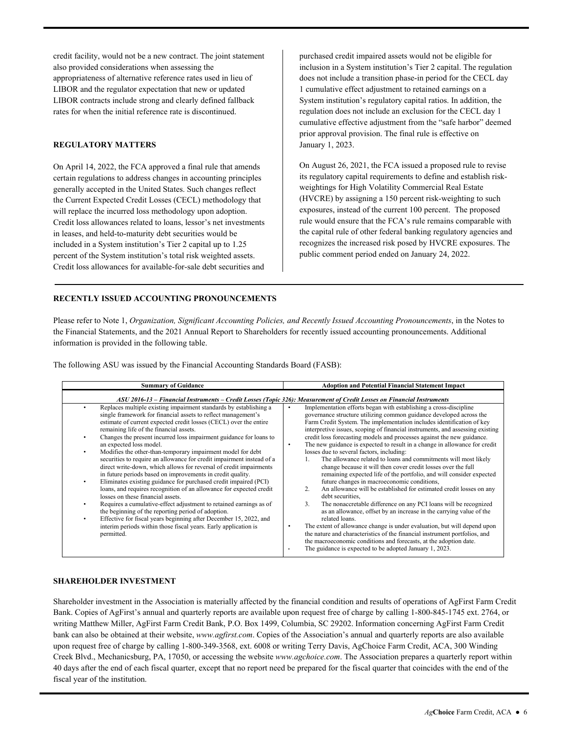credit facility, would not be a new contract. The joint statement also provided considerations when assessing the appropriateness of alternative reference rates used in lieu of LIBOR and the regulator expectation that new or updated LIBOR contracts include strong and clearly defined fallback rates for when the initial reference rate is discontinued.

## REGULATORY MATTERS

On April 14, 2022, the FCA approved a final rule that amends certain regulations to address changes in accounting principles generally accepted in the United States. Such changes reflect the Current Expected Credit Losses (CECL) methodology that will replace the incurred loss methodology upon adoption. Credit loss allowances related to loans, lessor's net investments in leases, and held-to-maturity debt securities would be included in a System institution's Tier 2 capital up to 1.25 percent of the System institution's total risk weighted assets. Credit loss allowances for available-for-sale debt securities and purchased credit impaired assets would not be eligible for inclusion in a System institution's Tier 2 capital. The regulation does not include a transition phase-in period for the CECL day 1 cumulative effect adjustment to retained earnings on a System institution's regulatory capital ratios. In addition, the regulation does not include an exclusion for the CECL day 1 cumulative effective adjustment from the "safe harbor" deemed prior approval provision. The final rule is effective on January 1, 2023.

On August 26, 2021, the FCA issued a proposed rule to revise its regulatory capital requirements to define and establish risk-weightings for High Volatility Commercial Real Estate (HVCRE) by assigning a 150 percent risk-weighting to such exposures, instead of the current 100 percent. The proposed rule would ensure that the FCA's rule remains comparable with the capital rule of other federal banking regulatory agencies and recognizes the increased risk posed by HVCRE exposures. The public comment period ended on January 24, 2022.

## RECENTLY ISSUED ACCOUNTING PRONOUNCEMENTS

Please refer to Note 1, *Organization, Significant Accounting Policies, and Recently Issued Accounting Pronouncements*, in the Notes to the Financial Statements, and the 2021 Annual Report to Shareholders for recently issued accounting pronouncements. Additional information is provided in the following table.

The following ASU was issued by the Financial Accounting Standards Board (FASB):

| Summary of Guidance | Adoption and Potential Financial Statement Impact |
|---|---|
| ***ASU 2016-13 – Financial Instruments – Credit Losses (Topic 326): Measurement of Credit Losses on Financial Instruments*** | |
| • Replaces multiple existing impairment standards by establishing a single framework for financial assets to reflect management's estimate of current expected credit losses (CECL) over the entire remaining life of the financial assets.<br>• Changes the present incurred loss impairment guidance for loans to an expected loss model.<br>• Modifies the other-than-temporary impairment model for debt securities to require an allowance for credit impairment instead of a direct write-down, which allows for reversal of credit impairments in future periods based on improvements in credit quality.<br>• Eliminates existing guidance for purchased credit impaired (PCI) loans, and requires recognition of an allowance for expected credit losses on these financial assets.<br>• Requires a cumulative-effect adjustment to retained earnings as of the beginning of the reporting period of adoption.<br>• Effective for fiscal years beginning after December 15, 2022, and interim periods within those fiscal years. Early application is permitted. | • Implementation efforts began with establishing a cross-discipline governance structure utilizing common guidance developed across the Farm Credit System. The implementation includes identification of key interpretive issues, scoping of financial instruments, and assessing existing credit loss forecasting models and processes against the new guidance.<br>• The new guidance is expected to result in a change in allowance for credit losses due to several factors, including:<br>1. The allowance related to loans and commitments will most likely change because it will then cover credit losses over the full remaining expected life of the portfolio, and will consider expected future changes in macroeconomic conditions,<br>2. An allowance will be established for estimated credit losses on any debt securities,<br>3. The nonaccretable difference on any PCI loans will be recognized as an allowance, offset by an increase in the carrying value of the related loans.<br>• The extent of allowance change is under evaluation, but will depend upon the nature and characteristics of the financial instrument portfolios, and the macroeconomic conditions and forecasts, at the adoption date.<br>• The guidance is expected to be adopted January 1, 2023. |

## SHAREHOLDER INVESTMENT

Shareholder investment in the Association is materially affected by the financial condition and results of operations of AgFirst Farm Credit Bank. Copies of AgFirst's annual and quarterly reports are available upon request free of charge by calling 1-800-845-1745 ext. 2764, or writing Matthew Miller, AgFirst Farm Credit Bank, P.O. Box 1499, Columbia, SC 29202. Information concerning AgFirst Farm Credit bank can also be obtained at their website, *www.agfirst.com*. Copies of the Association's annual and quarterly reports are also available upon request free of charge by calling 1-800-349-3568, ext. 6008 or writing Terry Davis, AgChoice Farm Credit, ACA, 300 Winding Creek Blvd., Mechanicsburg, PA, 17050, or accessing the website *www.agchoice.com*. The Association prepares a quarterly report within 40 days after the end of each fiscal quarter, except that no report need be prepared for the fiscal quarter that coincides with the end of the fiscal year of the institution.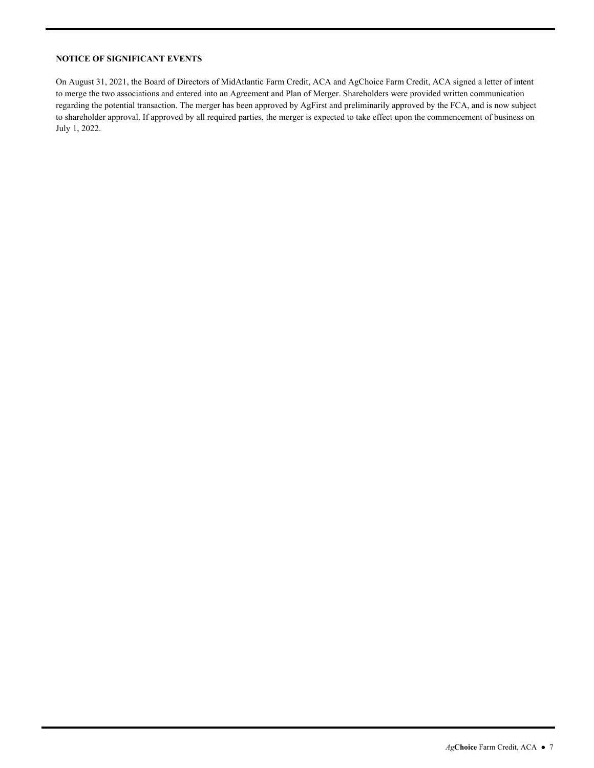## NOTICE OF SIGNIFICANT EVENTS

On August 31, 2021, the Board of Directors of MidAtlantic Farm Credit, ACA and AgChoice Farm Credit, ACA signed a letter of intent to merge the two associations and entered into an Agreement and Plan of Merger. Shareholders were provided written communication regarding the potential transaction. The merger has been approved by AgFirst and preliminarily approved by the FCA, and is now subject to shareholder approval. If approved by all required parties, the merger is expected to take effect upon the commencement of business on July 1, 2022.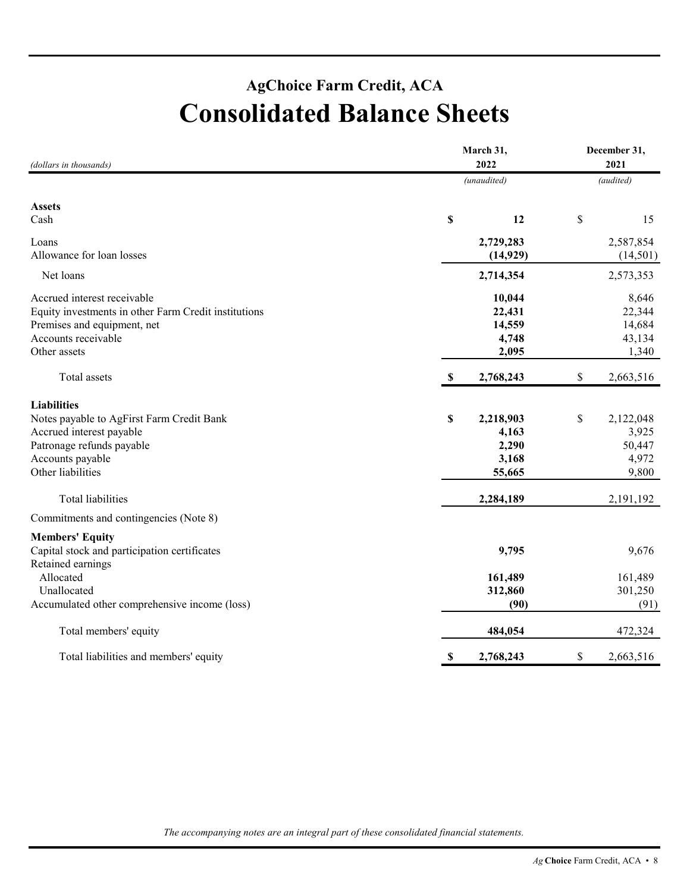# AgChoice Farm Credit, ACA

# Consolidated Balance Sheets

| *(dollars in thousands)* | March 31, 2022 *(unaudited)* | December 31, 2021 *(audited)* |
|---|---|---|
| **Assets** | | |
| Cash | **$ 12** | $ 15 |
| Loans | **2,729,283** | 2,587,854 |
| Allowance for loan losses | **(14,929)** | (14,501) |
| Net loans | **2,714,354** | 2,573,353 |
| Accrued interest receivable | **10,044** | 8,646 |
| Equity investments in other Farm Credit institutions | **22,431** | 22,344 |
| Premises and equipment, net | **14,559** | 14,684 |
| Accounts receivable | **4,748** | 43,134 |
| Other assets | **2,095** | 1,340 |
| Total assets | **$ 2,768,243** | $ 2,663,516 |
| **Liabilities** | | |
| Notes payable to AgFirst Farm Credit Bank | **$ 2,218,903** | $ 2,122,048 |
| Accrued interest payable | **4,163** | 3,925 |
| Patronage refunds payable | **2,290** | 50,447 |
| Accounts payable | **3,168** | 4,972 |
| Other liabilities | **55,665** | 9,800 |
| Total liabilities | **2,284,189** | 2,191,192 |
| Commitments and contingencies (Note 8) | | |
| **Members' Equity** | | |
| Capital stock and participation certificates | **9,795** | 9,676 |
| Retained earnings | | |
| Allocated | **161,489** | 161,489 |
| Unallocated | **312,860** | 301,250 |
| Accumulated other comprehensive income (loss) | **(90)** | (91) |
| Total members' equity | **484,054** | 472,324 |
| Total liabilities and members' equity | **$ 2,768,243** | $ 2,663,516 |

*The accompanying notes are an integral part of these consolidated financial statements.*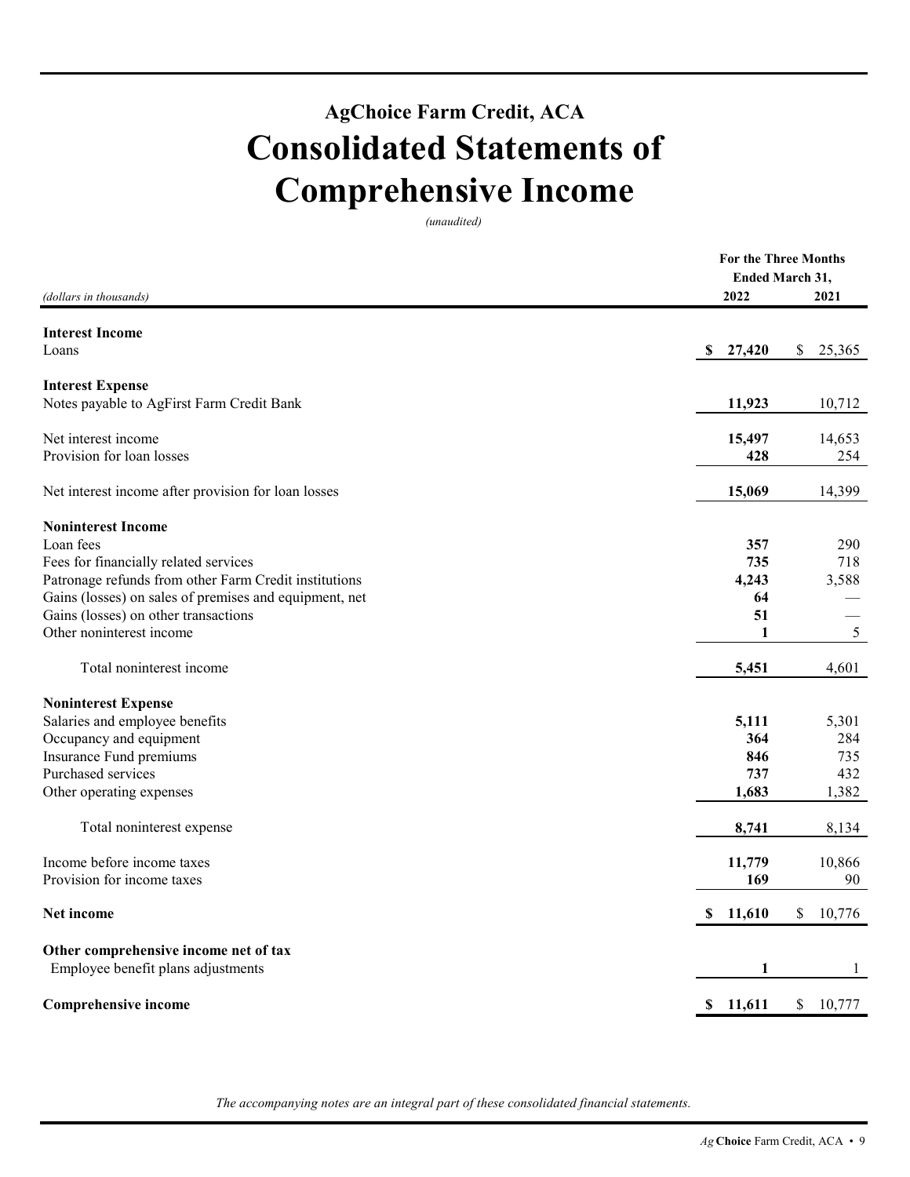# AgChoice Farm Credit, ACA

# Consolidated Statements of Comprehensive Income

*(unaudited)*

| *(dollars in thousands)* | For the Three Months Ended March 31, 2022 | 2021 |
|---|---|---|
| **Interest Income** | | |
| Loans | **$ 27,420** | $ 25,365 |
| **Interest Expense** | | |
| Notes payable to AgFirst Farm Credit Bank | **11,923** | 10,712 |
| Net interest income | **15,497** | 14,653 |
| Provision for loan losses | **428** | 254 |
| Net interest income after provision for loan losses | **15,069** | 14,399 |
| **Noninterest Income** | | |
| Loan fees | **357** | 290 |
| Fees for financially related services | **735** | 718 |
| Patronage refunds from other Farm Credit institutions | **4,243** | 3,588 |
| Gains (losses) on sales of premises and equipment, net | **64** | — |
| Gains (losses) on other transactions | **51** | — |
| Other noninterest income | **1** | 5 |
| Total noninterest income | **5,451** | 4,601 |
| **Noninterest Expense** | | |
| Salaries and employee benefits | **5,111** | 5,301 |
| Occupancy and equipment | **364** | 284 |
| Insurance Fund premiums | **846** | 735 |
| Purchased services | **737** | 432 |
| Other operating expenses | **1,683** | 1,382 |
| Total noninterest expense | **8,741** | 8,134 |
| Income before income taxes | **11,779** | 10,866 |
| Provision for income taxes | **169** | 90 |
| **Net income** | **$ 11,610** | $ 10,776 |
| **Other comprehensive income net of tax** | | |
| Employee benefit plans adjustments | **1** | 1 |
| **Comprehensive income** | **$ 11,611** | $ 10,777 |

*The accompanying notes are an integral part of these consolidated financial statements.*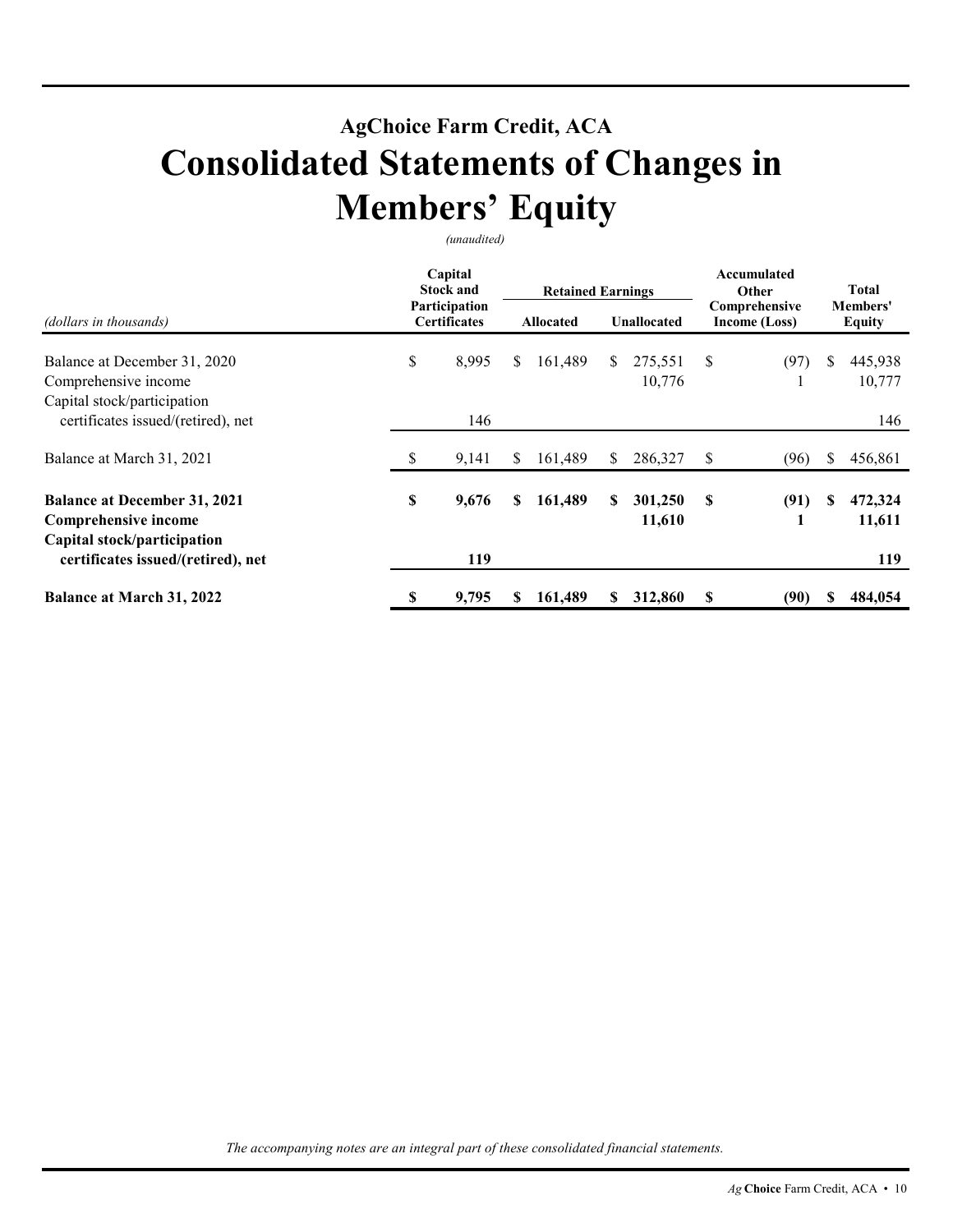## AgChoice Farm Credit, ACA

# Consolidated Statements of Changes in Members' Equity

*(unaudited)*

| *(dollars in thousands)* | Capital Stock and Participation Certificates | Retained Earnings | | Accumulated Other Comprehensive Income (Loss) | Total Members' Equity |
|---|---|---|---|---|---|
| | | Allocated | Unallocated | | |
| Balance at December 31, 2020 | $ 8,995 | $ 161,489 | $ 275,551 | $ (97) | $ 445,938 |
| Comprehensive income | | | 10,776 | 1 | 10,777 |
| Capital stock/participation certificates issued/(retired), net | 146 | | | | 146 |
| Balance at March 31, 2021 | $ 9,141 | $ 161,489 | $ 286,327 | $ (96) | $ 456,861 |
| **Balance at December 31, 2021** | **$ 9,676** | **$ 161,489** | **$ 301,250** | **$ (91)** | **$ 472,324** |
| **Comprehensive income** | | | **11,610** | **1** | **11,611** |
| **Capital stock/participation certificates issued/(retired), net** | **119** | | | | **119** |
| **Balance at March 31, 2022** | **$ 9,795** | **$ 161,489** | **$ 312,860** | **$ (90)** | **$ 484,054** |

*The accompanying notes are an integral part of these consolidated financial statements.*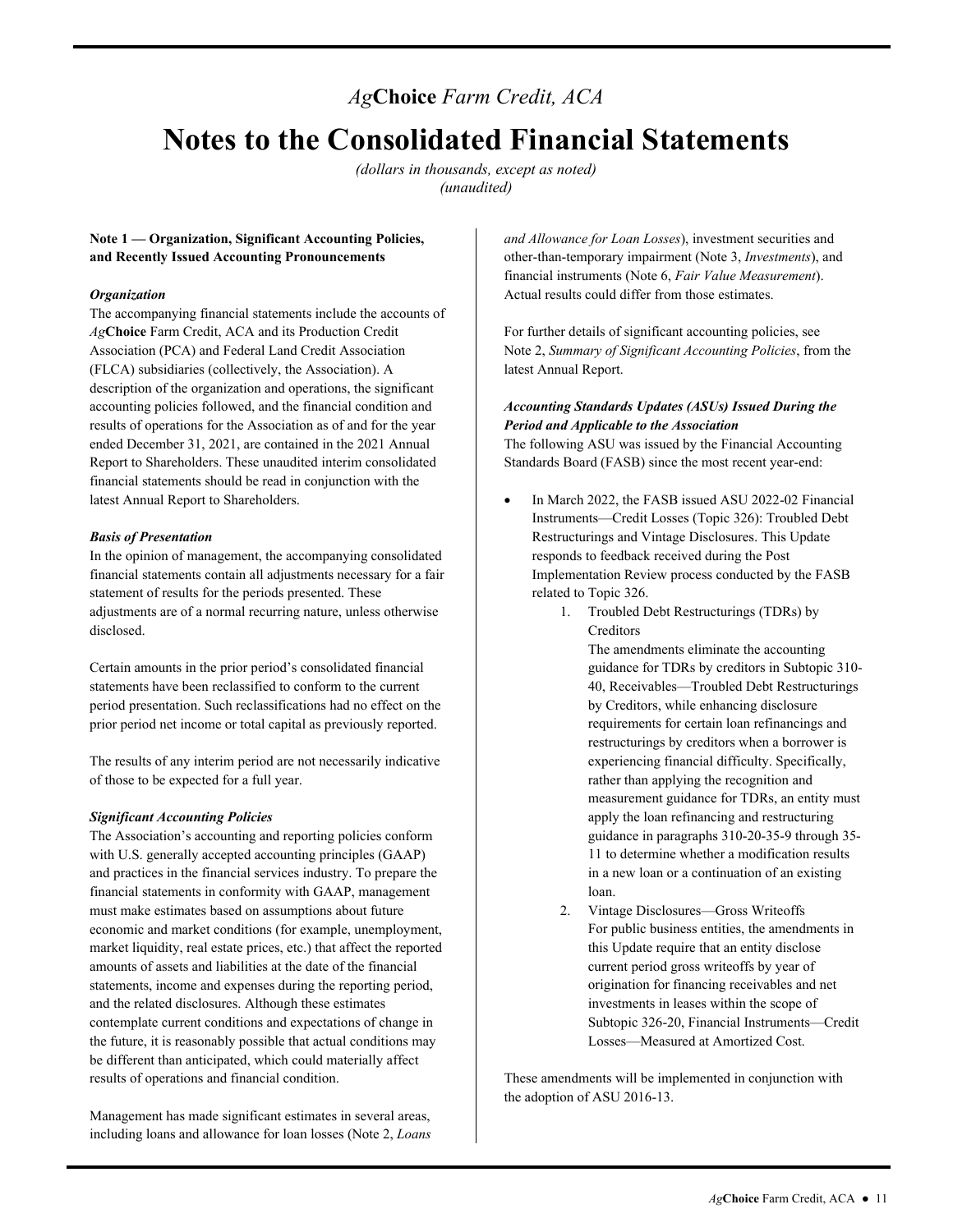*Ag***Choice** *Farm Credit, ACA*

# Notes to the Consolidated Financial Statements

*(dollars in thousands, except as noted)*
*(unaudited)*

**Note 1 — Organization, Significant Accounting Policies, and Recently Issued Accounting Pronouncements**

***Organization***

The accompanying financial statements include the accounts of *Ag***Choice** Farm Credit, ACA and its Production Credit Association (PCA) and Federal Land Credit Association (FLCA) subsidiaries (collectively, the Association). A description of the organization and operations, the significant accounting policies followed, and the financial condition and results of operations for the Association as of and for the year ended December 31, 2021, are contained in the 2021 Annual Report to Shareholders. These unaudited interim consolidated financial statements should be read in conjunction with the latest Annual Report to Shareholders.

***Basis of Presentation***

In the opinion of management, the accompanying consolidated financial statements contain all adjustments necessary for a fair statement of results for the periods presented. These adjustments are of a normal recurring nature, unless otherwise disclosed.

Certain amounts in the prior period's consolidated financial statements have been reclassified to conform to the current period presentation. Such reclassifications had no effect on the prior period net income or total capital as previously reported.

The results of any interim period are not necessarily indicative of those to be expected for a full year.

***Significant Accounting Policies***

The Association's accounting and reporting policies conform with U.S. generally accepted accounting principles (GAAP) and practices in the financial services industry. To prepare the financial statements in conformity with GAAP, management must make estimates based on assumptions about future economic and market conditions (for example, unemployment, market liquidity, real estate prices, etc.) that affect the reported amounts of assets and liabilities at the date of the financial statements, income and expenses during the reporting period, and the related disclosures. Although these estimates contemplate current conditions and expectations of change in the future, it is reasonably possible that actual conditions may be different than anticipated, which could materially affect results of operations and financial condition.

Management has made significant estimates in several areas, including loans and allowance for loan losses (Note 2, *Loans and Allowance for Loan Losses*), investment securities and other-than-temporary impairment (Note 3, *Investments*), and financial instruments (Note 6, *Fair Value Measurement*). Actual results could differ from those estimates.

For further details of significant accounting policies, see Note 2, *Summary of Significant Accounting Policies*, from the latest Annual Report.

***Accounting Standards Updates (ASUs) Issued During the Period and Applicable to the Association***

The following ASU was issued by the Financial Accounting Standards Board (FASB) since the most recent year-end:

- In March 2022, the FASB issued ASU 2022-02 Financial Instruments—Credit Losses (Topic 326): Troubled Debt Restructurings and Vintage Disclosures. This Update responds to feedback received during the Post Implementation Review process conducted by the FASB related to Topic 326.
    1. Troubled Debt Restructurings (TDRs) by Creditors
       The amendments eliminate the accounting guidance for TDRs by creditors in Subtopic 310-40, Receivables—Troubled Debt Restructurings by Creditors, while enhancing disclosure requirements for certain loan refinancings and restructurings by creditors when a borrower is experiencing financial difficulty. Specifically, rather than applying the recognition and measurement guidance for TDRs, an entity must apply the loan refinancing and restructuring guidance in paragraphs 310-20-35-9 through 35-11 to determine whether a modification results in a new loan or a continuation of an existing loan.
    2. Vintage Disclosures—Gross Writeoffs
       For public business entities, the amendments in this Update require that an entity disclose current period gross writeoffs by year of origination for financing receivables and net investments in leases within the scope of Subtopic 326-20, Financial Instruments—Credit Losses—Measured at Amortized Cost.

These amendments will be implemented in conjunction with the adoption of ASU 2016-13.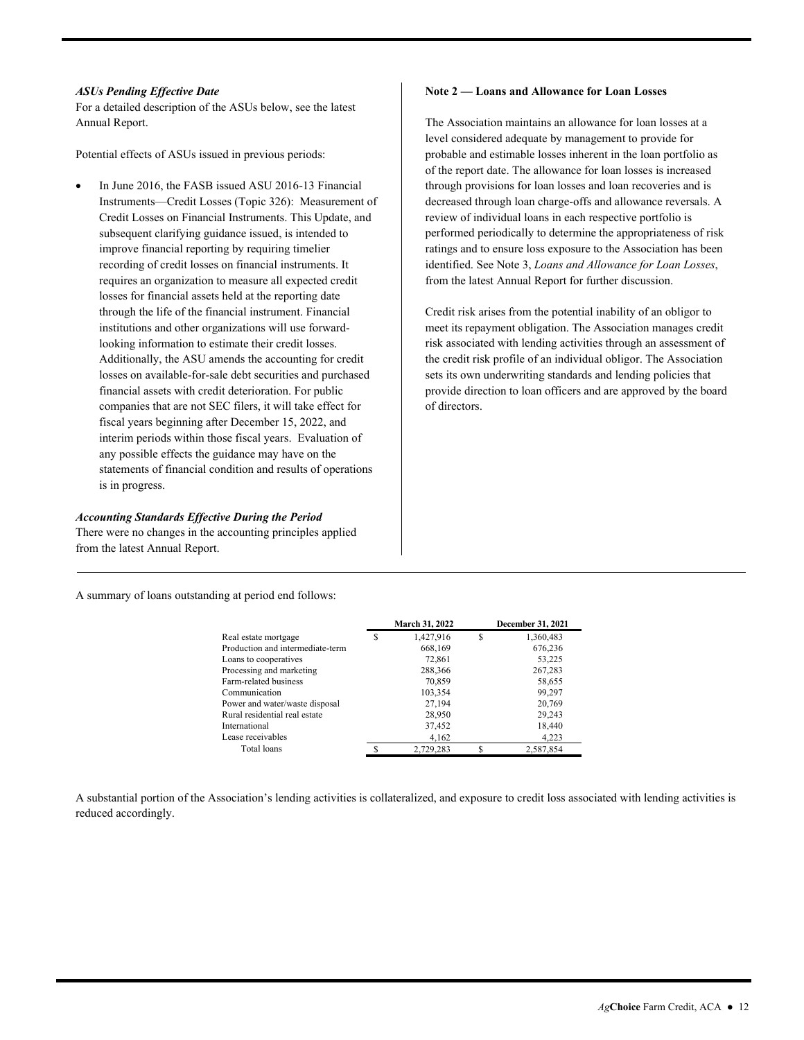***ASUs Pending Effective Date***

For a detailed description of the ASUs below, see the latest Annual Report.

Potential effects of ASUs issued in previous periods:

- In June 2016, the FASB issued ASU 2016-13 Financial Instruments—Credit Losses (Topic 326): Measurement of Credit Losses on Financial Instruments. This Update, and subsequent clarifying guidance issued, is intended to improve financial reporting by requiring timelier recording of credit losses on financial instruments. It requires an organization to measure all expected credit losses for financial assets held at the reporting date through the life of the financial instrument. Financial institutions and other organizations will use forward-looking information to estimate their credit losses. Additionally, the ASU amends the accounting for credit losses on available-for-sale debt securities and purchased financial assets with credit deterioration. For public companies that are not SEC filers, it will take effect for fiscal years beginning after December 15, 2022, and interim periods within those fiscal years. Evaluation of any possible effects the guidance may have on the statements of financial condition and results of operations is in progress.

***Accounting Standards Effective During the Period***

There were no changes in the accounting principles applied from the latest Annual Report.

**Note 2 — Loans and Allowance for Loan Losses**

The Association maintains an allowance for loan losses at a level considered adequate by management to provide for probable and estimable losses inherent in the loan portfolio as of the report date. The allowance for loan losses is increased through provisions for loan losses and loan recoveries and is decreased through loan charge-offs and allowance reversals. A review of individual loans in each respective portfolio is performed periodically to determine the appropriateness of risk ratings and to ensure loss exposure to the Association has been identified. See Note 3, *Loans and Allowance for Loan Losses*, from the latest Annual Report for further discussion.

Credit risk arises from the potential inability of an obligor to meet its repayment obligation. The Association manages credit risk associated with lending activities through an assessment of the credit risk profile of an individual obligor. The Association sets its own underwriting standards and lending policies that provide direction to loan officers and are approved by the board of directors.

A summary of loans outstanding at period end follows:

| | March 31, 2022 | December 31, 2021 |
|---|---|---|
| Real estate mortgage | $ 1,427,916 | $ 1,360,483 |
| Production and intermediate-term | 668,169 | 676,236 |
| Loans to cooperatives | 72,861 | 53,225 |
| Processing and marketing | 288,366 | 267,283 |
| Farm-related business | 70,859 | 58,655 |
| Communication | 103,354 | 99,297 |
| Power and water/waste disposal | 27,194 | 20,769 |
| Rural residential real estate | 28,950 | 29,243 |
| International | 37,452 | 18,440 |
| Lease receivables | 4,162 | 4,223 |
| Total loans | $ 2,729,283 | $ 2,587,854 |

A substantial portion of the Association's lending activities is collateralized, and exposure to credit loss associated with lending activities is reduced accordingly.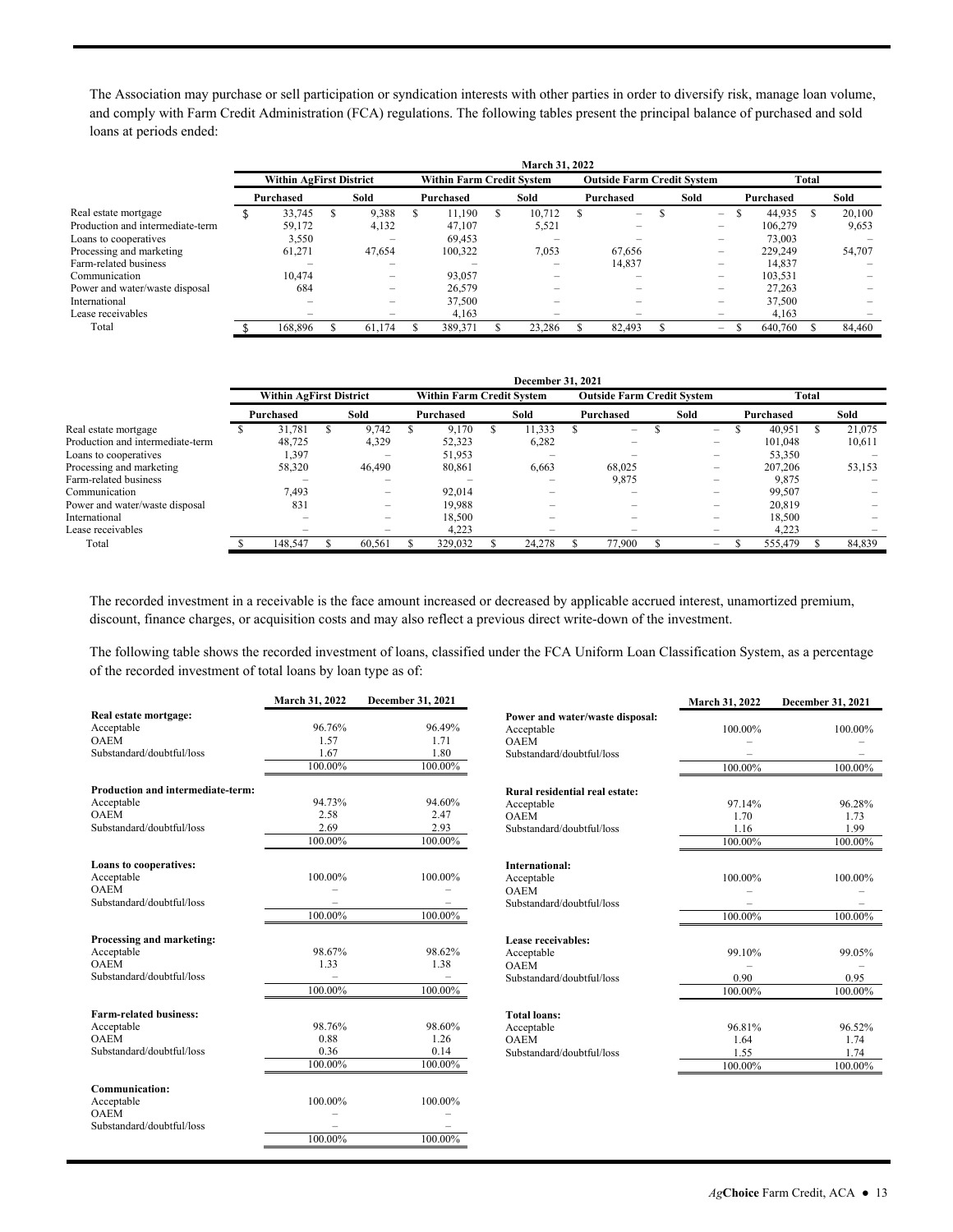The Association may purchase or sell participation or syndication interests with other parties in order to diversify risk, manage loan volume, and comply with Farm Credit Administration (FCA) regulations. The following tables present the principal balance of purchased and sold loans at periods ended:

| | March 31, 2022 | | | | | | | |
|---|---|---|---|---|---|---|---|---|
| | Within AgFirst District | | Within Farm Credit System | | Outside Farm Credit System | | Total | |
| | Purchased | Sold | Purchased | Sold | Purchased | Sold | Purchased | Sold |
| Real estate mortgage | $ 33,745 | $ 9,388 | $ 11,190 | $ 10,712 | $ – | $ – | $ 44,935 | $ 20,100 |
| Production and intermediate-term | 59,172 | 4,132 | 47,107 | 5,521 | – | – | 106,279 | 9,653 |
| Loans to cooperatives | 3,550 | – | 69,453 | – | – | – | 73,003 | – |
| Processing and marketing | 61,271 | 47,654 | 100,322 | 7,053 | 67,656 | – | 229,249 | 54,707 |
| Farm-related business | – | – | – | – | 14,837 | – | 14,837 | – |
| Communication | 10,474 | – | 93,057 | – | – | – | 103,531 | – |
| Power and water/waste disposal | 684 | – | 26,579 | – | – | – | 27,263 | – |
| International | – | – | 37,500 | – | – | – | 37,500 | – |
| Lease receivables | – | – | 4,163 | – | – | – | 4,163 | – |
| Total | $ 168,896 | $ 61,174 | $ 389,371 | $ 23,286 | $ 82,493 | $ – | $ 640,760 | $ 84,460 |

| | December 31, 2021 | | | | | | | |
|---|---|---|---|---|---|---|---|---|
| | Within AgFirst District | | Within Farm Credit System | | Outside Farm Credit System | | Total | |
| | Purchased | Sold | Purchased | Sold | Purchased | Sold | Purchased | Sold |
| Real estate mortgage | $ 31,781 | $ 9,742 | $ 9,170 | $ 11,333 | $ – | $ – | $ 40,951 | $ 21,075 |
| Production and intermediate-term | 48,725 | 4,329 | 52,323 | 6,282 | – | – | 101,048 | 10,611 |
| Loans to cooperatives | 1,397 | – | 51,953 | – | – | – | 53,350 | – |
| Processing and marketing | 58,320 | 46,490 | 80,861 | 6,663 | 68,025 | – | 207,206 | 53,153 |
| Farm-related business | – | – | – | – | 9,875 | – | 9,875 | – |
| Communication | 7,493 | – | 92,014 | – | – | – | 99,507 | – |
| Power and water/waste disposal | 831 | – | 19,988 | – | – | – | 20,819 | – |
| International | – | – | 18,500 | – | – | – | 18,500 | – |
| Lease receivables | – | – | 4,223 | – | – | – | 4,223 | – |
| Total | $ 148,547 | $ 60,561 | $ 329,032 | $ 24,278 | $ 77,900 | $ – | $ 555,479 | $ 84,839 |

The recorded investment in a receivable is the face amount increased or decreased by applicable accrued interest, unamortized premium, discount, finance charges, or acquisition costs and may also reflect a previous direct write-down of the investment.

The following table shows the recorded investment of loans, classified under the FCA Uniform Loan Classification System, as a percentage of the recorded investment of total loans by loan type as of:

| | March 31, 2022 | December 31, 2021 |
|---|---|---|
| **Real estate mortgage:** | | |
| Acceptable | 96.76% | 96.49% |
| OAEM | 1.57 | 1.71 |
| Substandard/doubtful/loss | 1.67 | 1.80 |
| | 100.00% | 100.00% |
| **Production and intermediate-term:** | | |
| Acceptable | 94.73% | 94.60% |
| OAEM | 2.58 | 2.47 |
| Substandard/doubtful/loss | 2.69 | 2.93 |
| | 100.00% | 100.00% |
| **Loans to cooperatives:** | | |
| Acceptable | 100.00% | 100.00% |
| OAEM | – | – |
| Substandard/doubtful/loss | – | – |
| | 100.00% | 100.00% |
| **Processing and marketing:** | | |
| Acceptable | 98.67% | 98.62% |
| OAEM | 1.33 | 1.38 |
| Substandard/doubtful/loss | – | – |
| | 100.00% | 100.00% |
| **Farm-related business:** | | |
| Acceptable | 98.76% | 98.60% |
| OAEM | 0.88 | 1.26 |
| Substandard/doubtful/loss | 0.36 | 0.14 |
| | 100.00% | 100.00% |
| **Communication:** | | |
| Acceptable | 100.00% | 100.00% |
| OAEM | – | – |
| Substandard/doubtful/loss | – | – |
| | 100.00% | 100.00% |

| | March 31, 2022 | December 31, 2021 |
|---|---|---|
| **Power and water/waste disposal:** | | |
| Acceptable | 100.00% | 100.00% |
| OAEM | – | – |
| Substandard/doubtful/loss | – | – |
| | 100.00% | 100.00% |
| **Rural residential real estate:** | | |
| Acceptable | 97.14% | 96.28% |
| OAEM | 1.70 | 1.73 |
| Substandard/doubtful/loss | 1.16 | 1.99 |
| | 100.00% | 100.00% |
| **International:** | | |
| Acceptable | 100.00% | 100.00% |
| OAEM | – | – |
| Substandard/doubtful/loss | – | – |
| | 100.00% | 100.00% |
| **Lease receivables:** | | |
| Acceptable | 99.10% | 99.05% |
| OAEM | – | – |
| Substandard/doubtful/loss | 0.90 | 0.95 |
| | 100.00% | 100.00% |
| **Total loans:** | | |
| Acceptable | 96.81% | 96.52% |
| OAEM | 1.64 | 1.74 |
| Substandard/doubtful/loss | 1.55 | 1.74 |
| | 100.00% | 100.00% |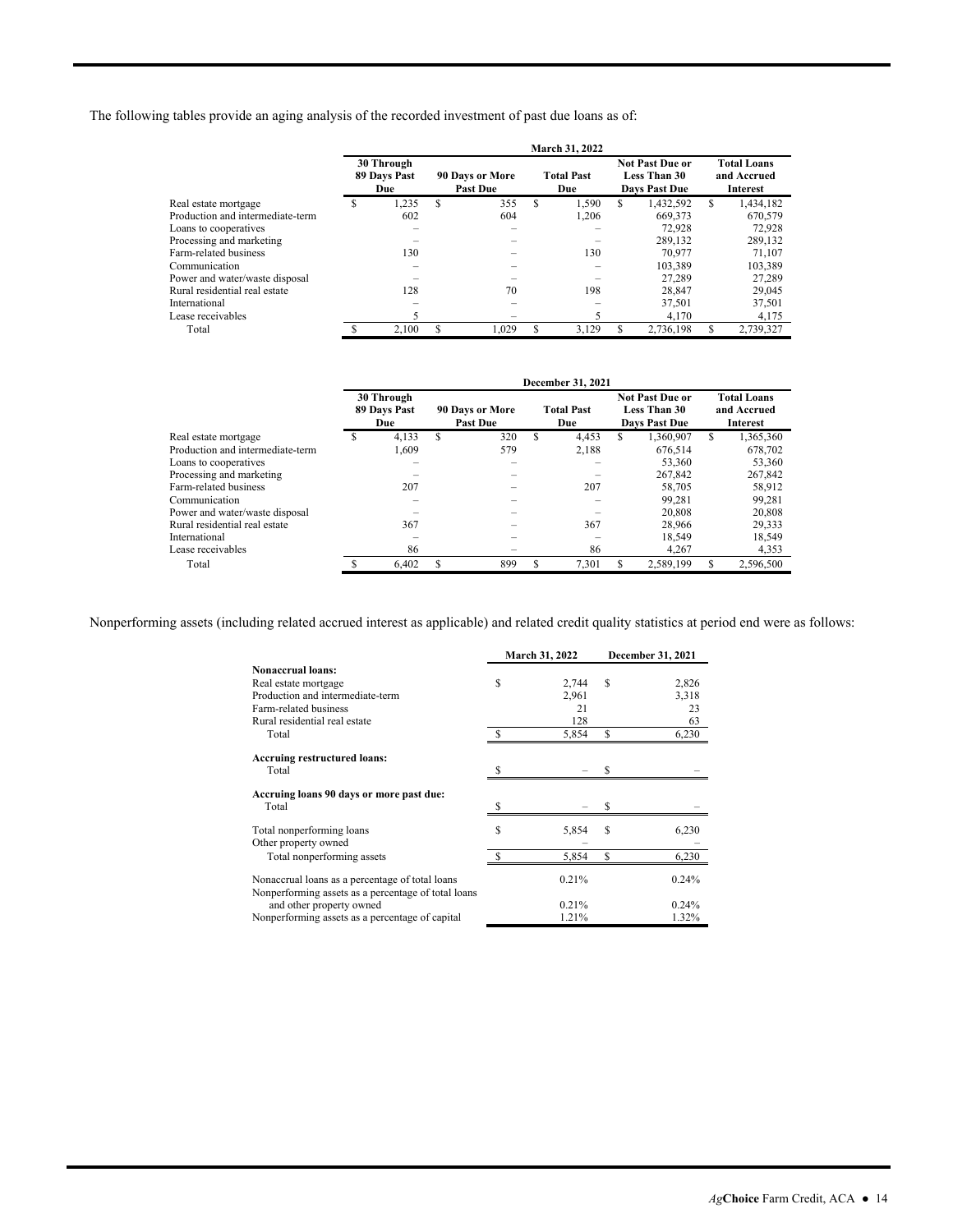The following tables provide an aging analysis of the recorded investment of past due loans as of:

| | March 31, 2022 | | | | |
|---|---|---|---|---|---|
| | 30 Through 89 Days Past Due | 90 Days or More Past Due | Total Past Due | Not Past Due or Less Than 30 Days Past Due | Total Loans and Accrued Interest |
| Real estate mortgage | $ 1,235 | $ 355 | $ 1,590 | $ 1,432,592 | $ 1,434,182 |
| Production and intermediate-term | 602 | 604 | 1,206 | 669,373 | 670,579 |
| Loans to cooperatives | – | – | – | 72,928 | 72,928 |
| Processing and marketing | – | – | – | 289,132 | 289,132 |
| Farm-related business | 130 | – | 130 | 70,977 | 71,107 |
| Communication | – | – | – | 103,389 | 103,389 |
| Power and water/waste disposal | – | – | – | 27,289 | 27,289 |
| Rural residential real estate | 128 | 70 | 198 | 28,847 | 29,045 |
| International | – | – | – | 37,501 | 37,501 |
| Lease receivables | 5 | – | 5 | 4,170 | 4,175 |
| Total | $ 2,100 | $ 1,029 | $ 3,129 | $ 2,736,198 | $ 2,739,327 |

| | December 31, 2021 | | | | |
|---|---|---|---|---|---|
| | 30 Through 89 Days Past Due | 90 Days or More Past Due | Total Past Due | Not Past Due or Less Than 30 Days Past Due | Total Loans and Accrued Interest |
| Real estate mortgage | $ 4,133 | $ 320 | $ 4,453 | $ 1,360,907 | $ 1,365,360 |
| Production and intermediate-term | 1,609 | 579 | 2,188 | 676,514 | 678,702 |
| Loans to cooperatives | – | – | – | 53,360 | 53,360 |
| Processing and marketing | – | – | – | 267,842 | 267,842 |
| Farm-related business | 207 | – | 207 | 58,705 | 58,912 |
| Communication | – | – | – | 99,281 | 99,281 |
| Power and water/waste disposal | – | – | – | 20,808 | 20,808 |
| Rural residential real estate | 367 | – | 367 | 28,966 | 29,333 |
| International | – | – | – | 18,549 | 18,549 |
| Lease receivables | 86 | – | 86 | 4,267 | 4,353 |
| Total | $ 6,402 | $ 899 | $ 7,301 | $ 2,589,199 | $ 2,596,500 |

Nonperforming assets (including related accrued interest as applicable) and related credit quality statistics at period end were as follows:

| | March 31, 2022 | December 31, 2021 |
|---|---|---|
| **Nonaccrual loans:** | | |
| Real estate mortgage | $ 2,744 | $ 2,826 |
| Production and intermediate-term | 2,961 | 3,318 |
| Farm-related business | 21 | 23 |
| Rural residential real estate | 128 | 63 |
| Total | $ 5,854 | $ 6,230 |
| **Accruing restructured loans:** | | |
| Total | $ – | $ – |
| **Accruing loans 90 days or more past due:** | | |
| Total | $ – | $ – |
| Total nonperforming loans | $ 5,854 | $ 6,230 |
| Other property owned | – | – |
| Total nonperforming assets | $ 5,854 | $ 6,230 |
| Nonaccrual loans as a percentage of total loans | 0.21% | 0.24% |
| Nonperforming assets as a percentage of total loans and other property owned | 0.21% | 0.24% |
| Nonperforming assets as a percentage of capital | 1.21% | 1.32% |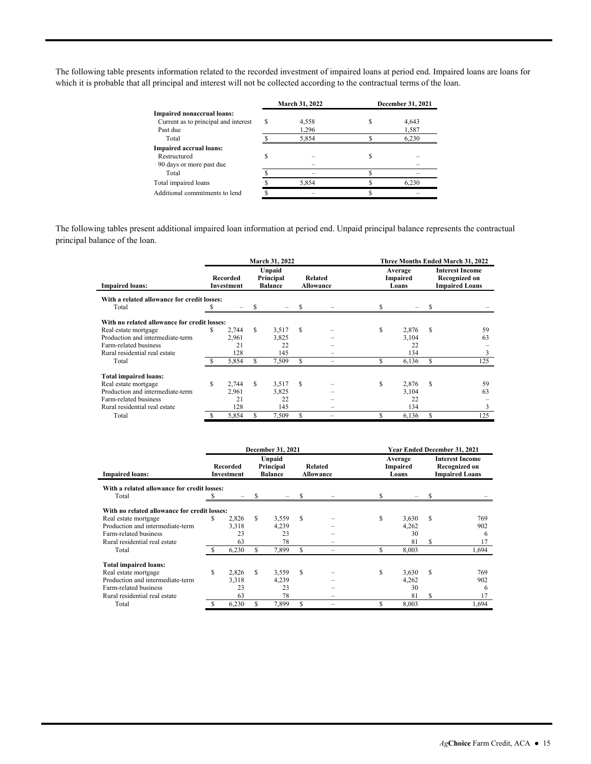The following table presents information related to the recorded investment of impaired loans at period end. Impaired loans are loans for which it is probable that all principal and interest will not be collected according to the contractual terms of the loan.

| | March 31, 2022 | December 31, 2021 |
|---|---|---|
| **Impaired nonaccrual loans:** | | |
| Current as to principal and interest | $ 4,558 | $ 4,643 |
| Past due | 1,296 | 1,587 |
| Total | $ 5,854 | $ 6,230 |
| **Impaired accrual loans:** | | |
| Restructured | $ – | $ – |
| 90 days or more past due | – | – |
| Total | $ – | $ – |
| Total impaired loans | $ 5,854 | $ 6,230 |
| Additional commitments to lend | $ – | $ – |

The following tables present additional impaired loan information at period end. Unpaid principal balance represents the contractual principal balance of the loan.

| | March 31, 2022 | | | Three Months Ended March 31, 2022 | |
|---|---|---|---|---|---|
| **Impaired loans:** | Recorded Investment | Unpaid Principal Balance | Related Allowance | Average Impaired Loans | Interest Income Recognized on Impaired Loans |
| **With a related allowance for credit losses:** | | | | | |
| Total | $ – | $ – | $ – | $ – | $ – |
| **With no related allowance for credit losses:** | | | | | |
| Real estate mortgage | $ 2,744 | $ 3,517 | $ – | $ 2,876 | $ 59 |
| Production and intermediate-term | 2,961 | 3,825 | – | 3,104 | 63 |
| Farm-related business | 21 | 22 | – | 22 | – |
| Rural residential real estate | 128 | 145 | – | 134 | 3 |
| Total | $ 5,854 | $ 7,509 | $ – | $ 6,136 | $ 125 |
| **Total impaired loans:** | | | | | |
| Real estate mortgage | $ 2,744 | $ 3,517 | $ – | $ 2,876 | $ 59 |
| Production and intermediate-term | 2,961 | 3,825 | – | 3,104 | 63 |
| Farm-related business | 21 | 22 | – | 22 | – |
| Rural residential real estate | 128 | 145 | – | 134 | 3 |
| Total | $ 5,854 | $ 7,509 | $ – | $ 6,136 | $ 125 |

| | December 31, 2021 | | | Year Ended December 31, 2021 | |
|---|---|---|---|---|---|
| **Impaired loans:** | Recorded Investment | Unpaid Principal Balance | Related Allowance | Average Impaired Loans | Interest Income Recognized on Impaired Loans |
| **With a related allowance for credit losses:** | | | | | |
| Total | $ – | $ – | $ – | $ – | $ – |
| **With no related allowance for credit losses:** | | | | | |
| Real estate mortgage | $ 2,826 | $ 3,559 | $ – | $ 3,630 | $ 769 |
| Production and intermediate-term | 3,318 | 4,239 | – | 4,262 | 902 |
| Farm-related business | 23 | 23 | – | 30 | 6 |
| Rural residential real estate | 63 | 78 | – | 81 | $ 17 |
| Total | $ 6,230 | $ 7,899 | $ – | $ 8,003 | 1,694 |
| **Total impaired loans:** | | | | | |
| Real estate mortgage | $ 2,826 | $ 3,559 | $ – | $ 3,630 | $ 769 |
| Production and intermediate-term | 3,318 | 4,239 | – | 4,262 | 902 |
| Farm-related business | 23 | 23 | – | 30 | 6 |
| Rural residential real estate | 63 | 78 | – | 81 | $ 17 |
| Total | $ 6,230 | $ 7,899 | $ – | $ 8,003 | 1,694 |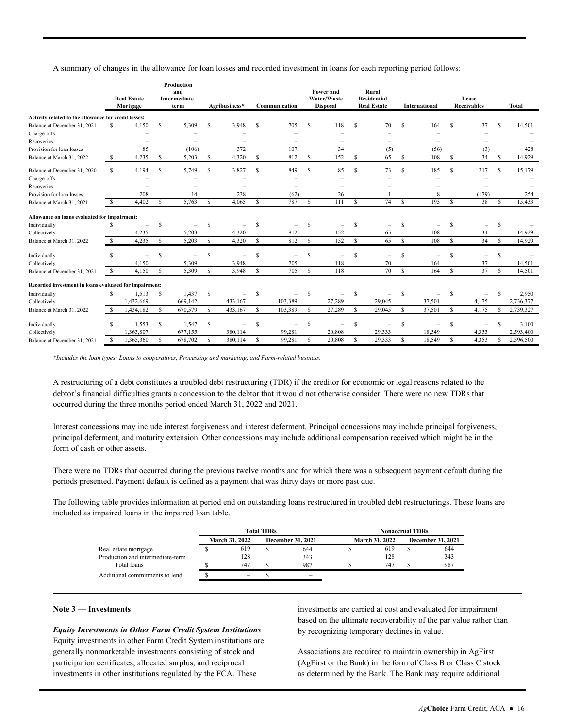A summary of changes in the allowance for loan losses and recorded investment in loans for each reporting period follows:

| | Real Estate Mortgage | Production and Intermediate-term | Agribusiness* | Communication | Power and Water/Waste Disposal | Rural Residential Real Estate | International | Lease Receivables | Total |
|---|---|---|---|---|---|---|---|---|---|
| **Activity related to the allowance for credit losses:** | | | | | | | | | |
| Balance at December 31, 2021 | $ 4,150 | $ 5,309 | $ 3,948 | $ 705 | $ 118 | $ 70 | $ 164 | $ 37 | $ 14,501 |
| Charge-offs | – | – | – | – | – | – | – | – | – |
| Recoveries | – | – | – | – | – | – | – | – | – |
| Provision for loan losses | 85 | (106) | 372 | 107 | 34 | (5) | (56) | (3) | 428 |
| Balance at March 31, 2022 | $ 4,235 | $ 5,203 | $ 4,320 | $ 812 | $ 152 | $ 65 | $ 108 | $ 34 | $ 14,929 |
| Balance at December 31, 2020 | $ 4,194 | $ 5,749 | $ 3,827 | $ 849 | $ 85 | $ 73 | $ 185 | $ 217 | $ 15,179 |
| Charge-offs | – | – | – | – | – | – | – | – | – |
| Recoveries | – | – | – | – | – | – | – | – | – |
| Provision for loan losses | 208 | 14 | 238 | (62) | 26 | 1 | 8 | (179) | 254 |
| Balance at March 31, 2021 | $ 4,402 | $ 5,763 | $ 4,065 | $ 787 | $ 111 | $ 74 | $ 193 | $ 38 | $ 15,433 |
| **Allowance on loans evaluated for impairment:** | | | | | | | | | |
| Individually | $ – | $ – | $ – | $ – | $ – | $ – | $ – | $ – | $ – |
| Collectively | 4,235 | 5,203 | 4,320 | 812 | 152 | 65 | 108 | 34 | 14,929 |
| Balance at March 31, 2022 | $ 4,235 | $ 5,203 | $ 4,320 | $ 812 | $ 152 | $ 65 | $ 108 | $ 34 | $ 14,929 |
| Individually | $ – | $ – | $ – | $ – | $ – | $ – | $ – | $ – | $ – |
| Collectively | 4,150 | 5,309 | 3,948 | 705 | 118 | 70 | 164 | 37 | 14,501 |
| Balance at December 31, 2021 | $ 4,150 | $ 5,309 | $ 3,948 | $ 705 | $ 118 | $ 70 | $ 164 | $ 37 | $ 14,501 |
| **Recorded investment in loans evaluated for impairment:** | | | | | | | | | |
| Individually | $ 1,513 | $ 1,437 | $ – | $ – | $ – | $ – | $ – | $ – | $ 2,950 |
| Collectively | 1,432,669 | 669,142 | 433,167 | 103,389 | 27,289 | 29,045 | 37,501 | 4,175 | 2,736,377 |
| Balance at March 31, 2022 | $ 1,434,182 | $ 670,579 | $ 433,167 | $ 103,389 | $ 27,289 | $ 29,045 | $ 37,501 | $ 4,175 | $ 2,739,327 |
| Individually | $ 1,553 | $ 1,547 | $ – | $ – | $ – | $ – | $ – | $ – | $ 3,100 |
| Collectively | 1,363,807 | 677,155 | 380,114 | 99,281 | 20,808 | 29,333 | 18,549 | 4,353 | 2,593,400 |
| Balance at December 31, 2021 | $ 1,365,360 | $ 678,702 | $ 380,114 | $ 99,281 | $ 20,808 | $ 29,333 | $ 18,549 | $ 4,353 | $ 2,596,500 |

*Includes the loan types: Loans to cooperatives, Processing and marketing, and Farm-related business.*

A restructuring of a debt constitutes a troubled debt restructuring (TDR) if the creditor for economic or legal reasons related to the debtor's financial difficulties grants a concession to the debtor that it would not otherwise consider. There were no new TDRs that occurred during the three months period ended March 31, 2022 and 2021.

Interest concessions may include interest forgiveness and interest deferment. Principal concessions may include principal forgiveness, principal deferment, and maturity extension. Other concessions may include additional compensation received which might be in the form of cash or other assets.

There were no TDRs that occurred during the previous twelve months and for which there was a subsequent payment default during the periods presented. Payment default is defined as a payment that was thirty days or more past due.

The following table provides information at period end on outstanding loans restructured in troubled debt restructurings. These loans are included as impaired loans in the impaired loan table.

| | Total TDRs | | Nonaccrual TDRs | |
|---|---|---|---|---|
| | March 31, 2022 | December 31, 2021 | March 31, 2022 | December 31, 2021 |
| Real estate mortgage | $ 619 | $ 644 | $ 619 | $ 644 |
| Production and intermediate-term | 128 | 343 | 128 | 343 |
| Total loans | $ 747 | $ 987 | $ 747 | $ 987 |
| Additional commitments to lend | $ – | $ – | | |

## Note 3 — Investments

***Equity Investments in Other Farm Credit System Institutions***

Equity investments in other Farm Credit System institutions are generally nonmarketable investments consisting of stock and participation certificates, allocated surplus, and reciprocal investments in other institutions regulated by the FCA. These investments are carried at cost and evaluated for impairment based on the ultimate recoverability of the par value rather than by recognizing temporary declines in value.

Associations are required to maintain ownership in AgFirst (AgFirst or the Bank) in the form of Class B or Class C stock as determined by the Bank. The Bank may require additional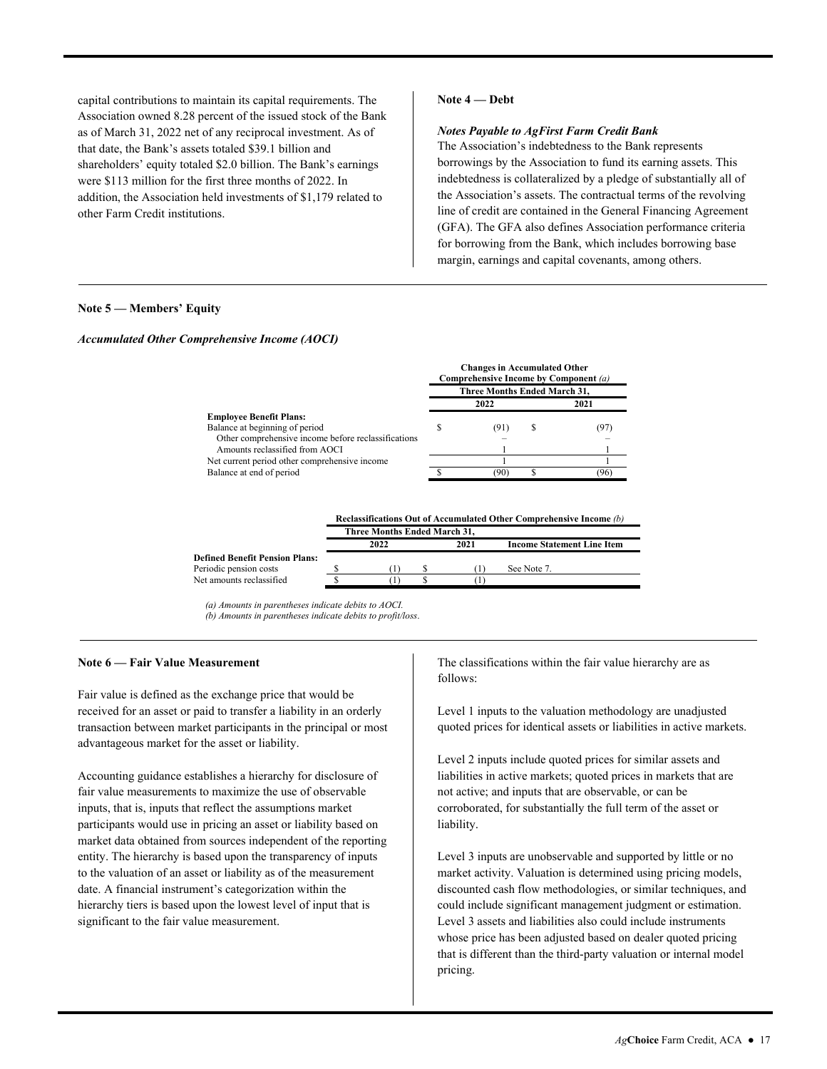capital contributions to maintain its capital requirements. The Association owned 8.28 percent of the issued stock of the Bank as of March 31, 2022 net of any reciprocal investment. As of that date, the Bank's assets totaled $39.1 billion and shareholders' equity totaled $2.0 billion. The Bank's earnings were $113 million for the first three months of 2022. In addition, the Association held investments of $1,179 related to other Farm Credit institutions.

**Note 4 — Debt**

***Notes Payable to AgFirst Farm Credit Bank***

The Association's indebtedness to the Bank represents borrowings by the Association to fund its earning assets. This indebtedness is collateralized by a pledge of substantially all of the Association's assets. The contractual terms of the revolving line of credit are contained in the General Financing Agreement (GFA). The GFA also defines Association performance criteria for borrowing from the Bank, which includes borrowing base margin, earnings and capital covenants, among others.

**Note 5 — Members' Equity**

***Accumulated Other Comprehensive Income (AOCI)***

| | Changes in Accumulated Other Comprehensive Income by Component *(a)* | |
|---|---|---|
| | Three Months Ended March 31, | |
| | 2022 | 2021 |
| **Employee Benefit Plans:** | | |
| Balance at beginning of period | $ (91) | $ (97) |
| Other comprehensive income before reclassifications | – | – |
| Amounts reclassified from AOCI | 1 | 1 |
| Net current period other comprehensive income | 1 | 1 |
| Balance at end of period | $ (90) | $ (96) |

| | Reclassifications Out of Accumulated Other Comprehensive Income *(b)* | | |
|---|---|---|---|
| | Three Months Ended March 31, | | |
| | 2022 | 2021 | Income Statement Line Item |
| **Defined Benefit Pension Plans:** | | | |
| Periodic pension costs | $ (1) | $ (1) | See Note 7. |
| Net amounts reclassified | $ (1) | $ (1) | |

*(a) Amounts in parentheses indicate debits to AOCI.*
*(b) Amounts in parentheses indicate debits to profit/loss.*

**Note 6 — Fair Value Measurement**

Fair value is defined as the exchange price that would be received for an asset or paid to transfer a liability in an orderly transaction between market participants in the principal or most advantageous market for the asset or liability.

Accounting guidance establishes a hierarchy for disclosure of fair value measurements to maximize the use of observable inputs, that is, inputs that reflect the assumptions market participants would use in pricing an asset or liability based on market data obtained from sources independent of the reporting entity. The hierarchy is based upon the transparency of inputs to the valuation of an asset or liability as of the measurement date. A financial instrument's categorization within the hierarchy tiers is based upon the lowest level of input that is significant to the fair value measurement.

The classifications within the fair value hierarchy are as follows:

Level 1 inputs to the valuation methodology are unadjusted quoted prices for identical assets or liabilities in active markets.

Level 2 inputs include quoted prices for similar assets and liabilities in active markets; quoted prices in markets that are not active; and inputs that are observable, or can be corroborated, for substantially the full term of the asset or liability.

Level 3 inputs are unobservable and supported by little or no market activity. Valuation is determined using pricing models, discounted cash flow methodologies, or similar techniques, and could include significant management judgment or estimation. Level 3 assets and liabilities also could include instruments whose price has been adjusted based on dealer quoted pricing that is different than the third-party valuation or internal model pricing.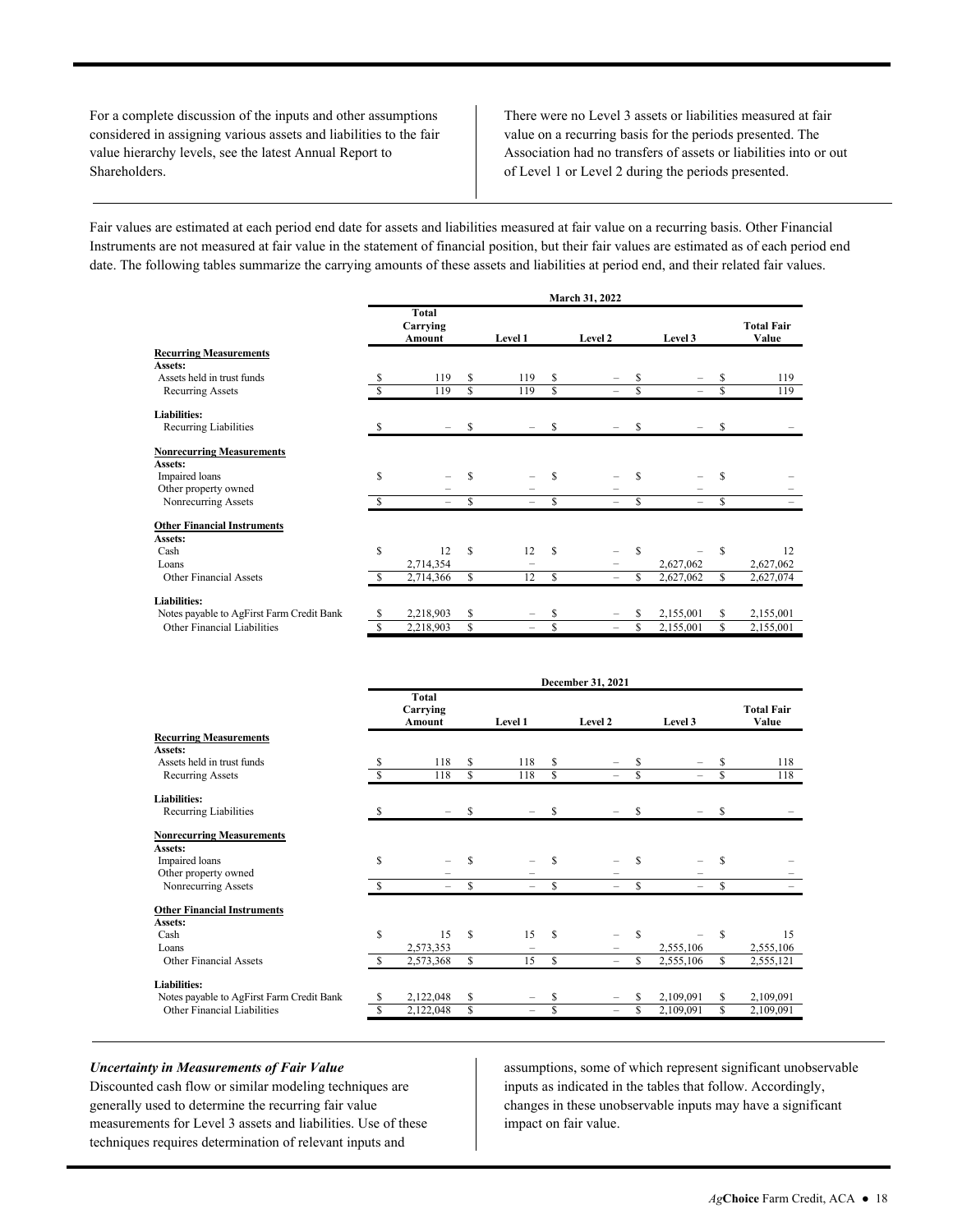For a complete discussion of the inputs and other assumptions considered in assigning various assets and liabilities to the fair value hierarchy levels, see the latest Annual Report to Shareholders.

There were no Level 3 assets or liabilities measured at fair value on a recurring basis for the periods presented. The Association had no transfers of assets or liabilities into or out of Level 1 or Level 2 during the periods presented.

Fair values are estimated at each period end date for assets and liabilities measured at fair value on a recurring basis. Other Financial Instruments are not measured at fair value in the statement of financial position, but their fair values are estimated as of each period end date. The following tables summarize the carrying amounts of these assets and liabilities at period end, and their related fair values.

| | March 31, 2022 | | | | |
|---|---|---|---|---|---|
| | Total Carrying Amount | Level 1 | Level 2 | Level 3 | Total Fair Value |
| **Recurring Measurements** | | | | | |
| **Assets:** | | | | | |
| Assets held in trust funds | $ 119 | $ 119 | $ – | $ – | $ 119 |
| Recurring Assets | $ 119 | $ 119 | $ – | $ – | $ 119 |
| **Liabilities:** | | | | | |
| Recurring Liabilities | $ – | $ – | $ – | $ – | $ – |
| **Nonrecurring Measurements** | | | | | |
| **Assets:** | | | | | |
| Impaired loans | $ – | $ – | $ – | $ – | $ – |
| Other property owned | – | – | – | – | – |
| Nonrecurring Assets | $ – | $ – | $ – | $ – | $ – |
| **Other Financial Instruments** | | | | | |
| **Assets:** | | | | | |
| Cash | $ 12 | $ 12 | $ – | $ – | $ 12 |
| Loans | 2,714,354 | – | – | 2,627,062 | 2,627,062 |
| Other Financial Assets | $ 2,714,366 | $ 12 | $ – | $ 2,627,062 | $ 2,627,074 |
| **Liabilities:** | | | | | |
| Notes payable to AgFirst Farm Credit Bank | $ 2,218,903 | $ – | $ – | $ 2,155,001 | $ 2,155,001 |
| Other Financial Liabilities | $ 2,218,903 | $ – | $ – | $ 2,155,001 | $ 2,155,001 |

| | December 31, 2021 | | | | |
|---|---|---|---|---|---|
| | Total Carrying Amount | Level 1 | Level 2 | Level 3 | Total Fair Value |
| **Recurring Measurements** | | | | | |
| **Assets:** | | | | | |
| Assets held in trust funds | $ 118 | $ 118 | $ – | $ – | $ 118 |
| Recurring Assets | $ 118 | $ 118 | $ – | $ – | $ 118 |
| **Liabilities:** | | | | | |
| Recurring Liabilities | $ – | $ – | $ – | $ – | $ – |
| **Nonrecurring Measurements** | | | | | |
| **Assets:** | | | | | |
| Impaired loans | $ – | $ – | $ – | $ – | $ – |
| Other property owned | – | – | – | – | – |
| Nonrecurring Assets | $ – | $ – | $ – | $ – | $ – |
| **Other Financial Instruments** | | | | | |
| **Assets:** | | | | | |
| Cash | $ 15 | $ 15 | $ – | $ – | $ 15 |
| Loans | 2,573,353 | – | – | 2,555,106 | 2,555,106 |
| Other Financial Assets | $ 2,573,368 | $ 15 | $ – | $ 2,555,106 | $ 2,555,121 |
| **Liabilities:** | | | | | |
| Notes payable to AgFirst Farm Credit Bank | $ 2,122,048 | $ – | $ – | $ 2,109,091 | $ 2,109,091 |
| Other Financial Liabilities | $ 2,122,048 | $ – | $ – | $ 2,109,091 | $ 2,109,091 |

***Uncertainty in Measurements of Fair Value***

Discounted cash flow or similar modeling techniques are generally used to determine the recurring fair value measurements for Level 3 assets and liabilities. Use of these techniques requires determination of relevant inputs and assumptions, some of which represent significant unobservable inputs as indicated in the tables that follow. Accordingly, changes in these unobservable inputs may have a significant impact on fair value.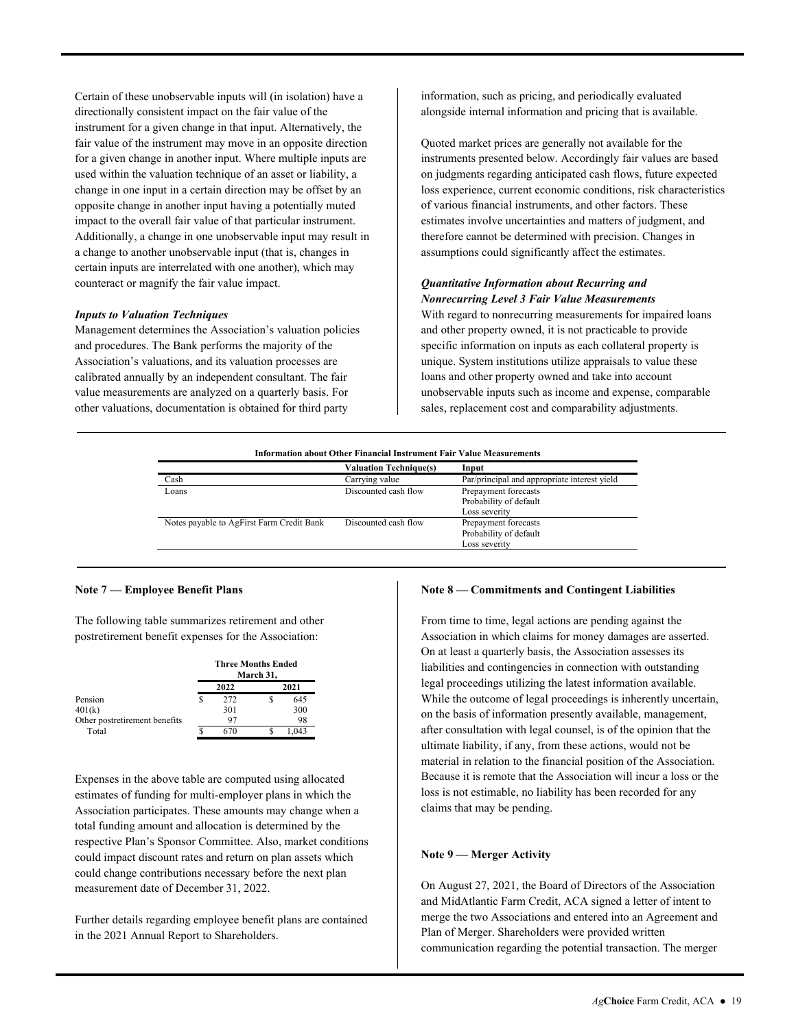Certain of these unobservable inputs will (in isolation) have a directionally consistent impact on the fair value of the instrument for a given change in that input. Alternatively, the fair value of the instrument may move in an opposite direction for a given change in another input. Where multiple inputs are used within the valuation technique of an asset or liability, a change in one input in a certain direction may be offset by an opposite change in another input having a potentially muted impact to the overall fair value of that particular instrument. Additionally, a change in one unobservable input may result in a change to another unobservable input (that is, changes in certain inputs are interrelated with one another), which may counteract or magnify the fair value impact.

***Inputs to Valuation Techniques***

Management determines the Association's valuation policies and procedures. The Bank performs the majority of the Association's valuations, and its valuation processes are calibrated annually by an independent consultant. The fair value measurements are analyzed on a quarterly basis. For other valuations, documentation is obtained for third party information, such as pricing, and periodically evaluated alongside internal information and pricing that is available.

Quoted market prices are generally not available for the instruments presented below. Accordingly fair values are based on judgments regarding anticipated cash flows, future expected loss experience, current economic conditions, risk characteristics of various financial instruments, and other factors. These estimates involve uncertainties and matters of judgment, and therefore cannot be determined with precision. Changes in assumptions could significantly affect the estimates.

***Quantitative Information about Recurring and Nonrecurring Level 3 Fair Value Measurements***

With regard to nonrecurring measurements for impaired loans and other property owned, it is not practicable to provide specific information on inputs as each collateral property is unique. System institutions utilize appraisals to value these loans and other property owned and take into account unobservable inputs such as income and expense, comparable sales, replacement cost and comparability adjustments.

**Information about Other Financial Instrument Fair Value Measurements**

| | Valuation Technique(s) | Input |
|---|---|---|
| Cash | Carrying value | Par/principal and appropriate interest yield |
| Loans | Discounted cash flow | Prepayment forecasts<br>Probability of default<br>Loss severity |
| Notes payable to AgFirst Farm Credit Bank | Discounted cash flow | Prepayment forecasts<br>Probability of default<br>Loss severity |

**Note 7 — Employee Benefit Plans**

The following table summarizes retirement and other postretirement benefit expenses for the Association:

| | Three Months Ended March 31, | |
|---|---|---|
| | 2022 | 2021 |
| Pension | $ 272 | $ 645 |
| 401(k) | 301 | 300 |
| Other postretirement benefits | 97 | 98 |
| Total | $ 670 | $ 1,043 |

Expenses in the above table are computed using allocated estimates of funding for multi-employer plans in which the Association participates. These amounts may change when a total funding amount and allocation is determined by the respective Plan's Sponsor Committee. Also, market conditions could impact discount rates and return on plan assets which could change contributions necessary before the next plan measurement date of December 31, 2022.

Further details regarding employee benefit plans are contained in the 2021 Annual Report to Shareholders.

**Note 8 — Commitments and Contingent Liabilities**

From time to time, legal actions are pending against the Association in which claims for money damages are asserted. On at least a quarterly basis, the Association assesses its liabilities and contingencies in connection with outstanding legal proceedings utilizing the latest information available. While the outcome of legal proceedings is inherently uncertain, on the basis of information presently available, management, after consultation with legal counsel, is of the opinion that the ultimate liability, if any, from these actions, would not be material in relation to the financial position of the Association. Because it is remote that the Association will incur a loss or the loss is not estimable, no liability has been recorded for any claims that may be pending.

**Note 9 — Merger Activity**

On August 27, 2021, the Board of Directors of the Association and MidAtlantic Farm Credit, ACA signed a letter of intent to merge the two Associations and entered into an Agreement and Plan of Merger. Shareholders were provided written communication regarding the potential transaction. The merger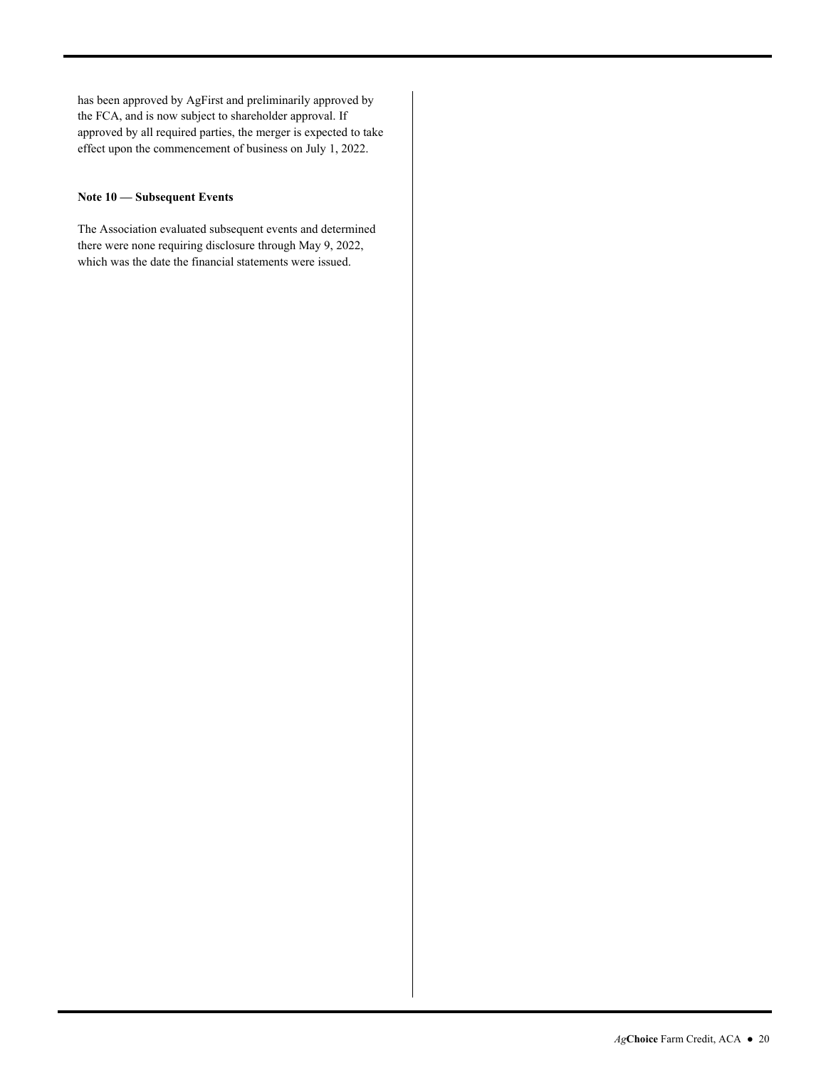has been approved by AgFirst and preliminarily approved by the FCA, and is now subject to shareholder approval. If approved by all required parties, the merger is expected to take effect upon the commencement of business on July 1, 2022.

**Note 10 — Subsequent Events**

The Association evaluated subsequent events and determined there were none requiring disclosure through May 9, 2022, which was the date the financial statements were issued.